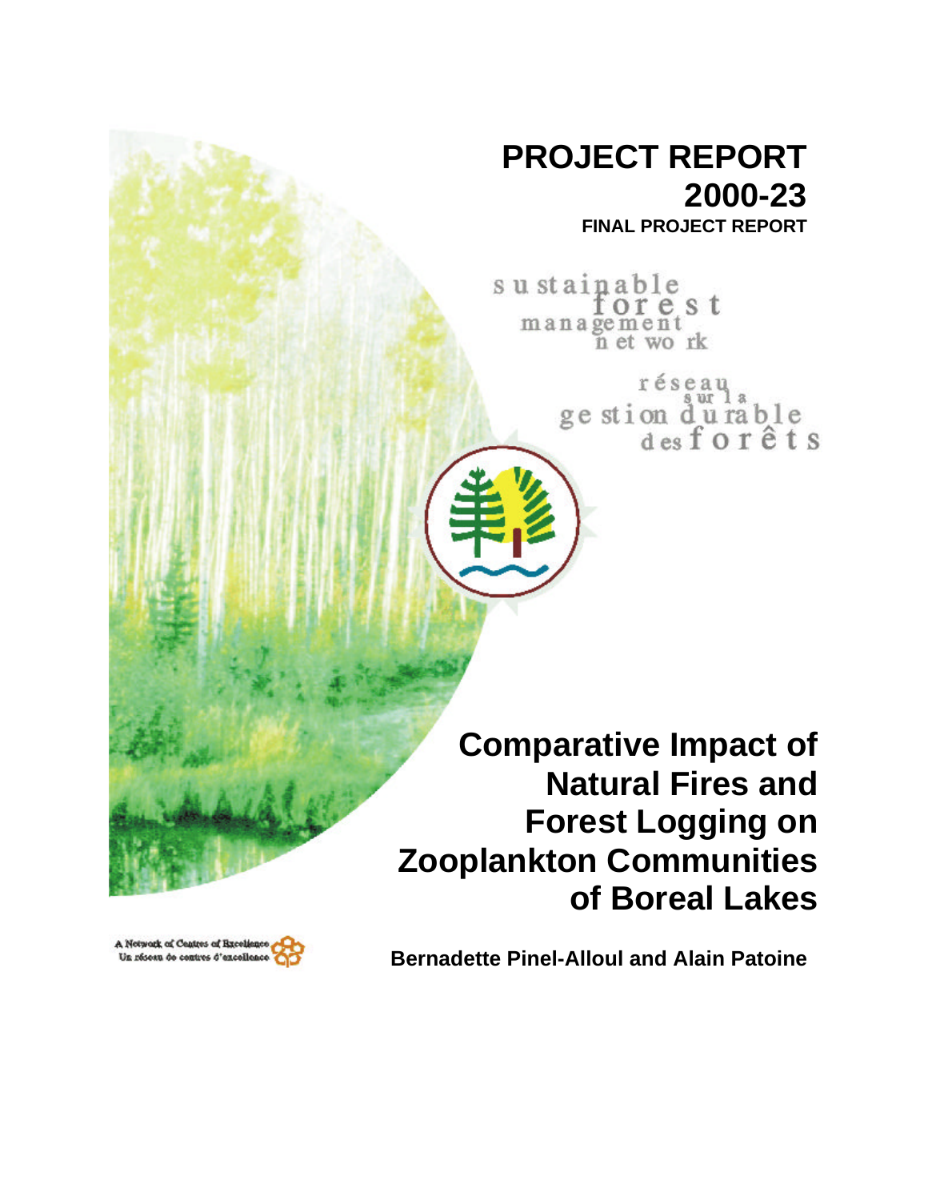# PROJECT REPORT 2000-23

**FINAL PROJECT REPORT**

sustainable forest management network

réseau sur la gestion durable des forêts

# Comparative Impact of Natural Fires and Forest Logging on Zooplankton Communities of Boreal Lakes

A Network of Centres of Excellence
Un réseau de centres d'excellence

**Bernadette Pinel-Alloul and Alain Patoine**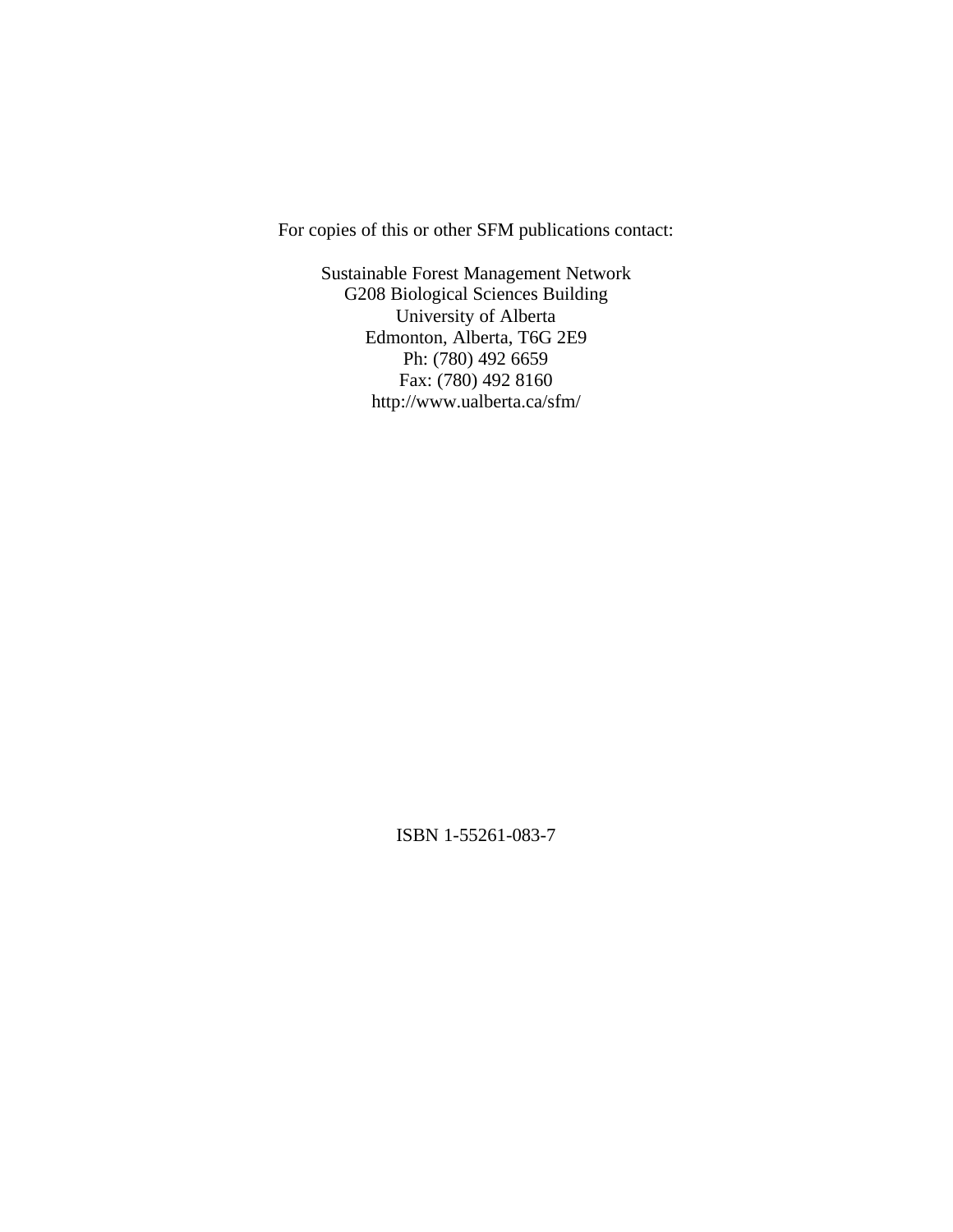For copies of this or other SFM publications contact:

Sustainable Forest Management Network  
G208 Biological Sciences Building  
University of Alberta  
Edmonton, Alberta, T6G 2E9  
Ph: (780) 492 6659  
Fax: (780) 492 8160  
http://www.ualberta.ca/sfm/

ISBN 1-55261-083-7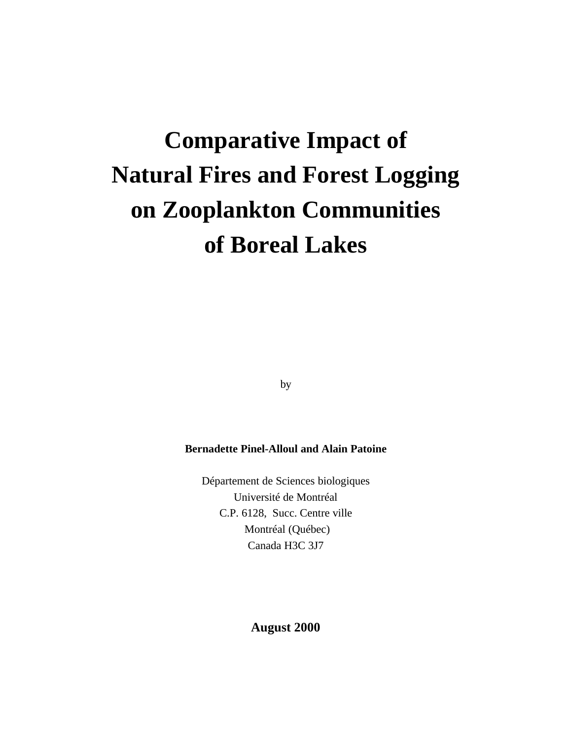# Comparative Impact of Natural Fires and Forest Logging on Zooplankton Communities of Boreal Lakes

by

**Bernadette Pinel-Alloul and Alain Patoine**

Département de Sciences biologiques
Université de Montréal
C.P. 6128, Succ. Centre ville
Montréal (Québec)
Canada H3C 3J7

**August 2000**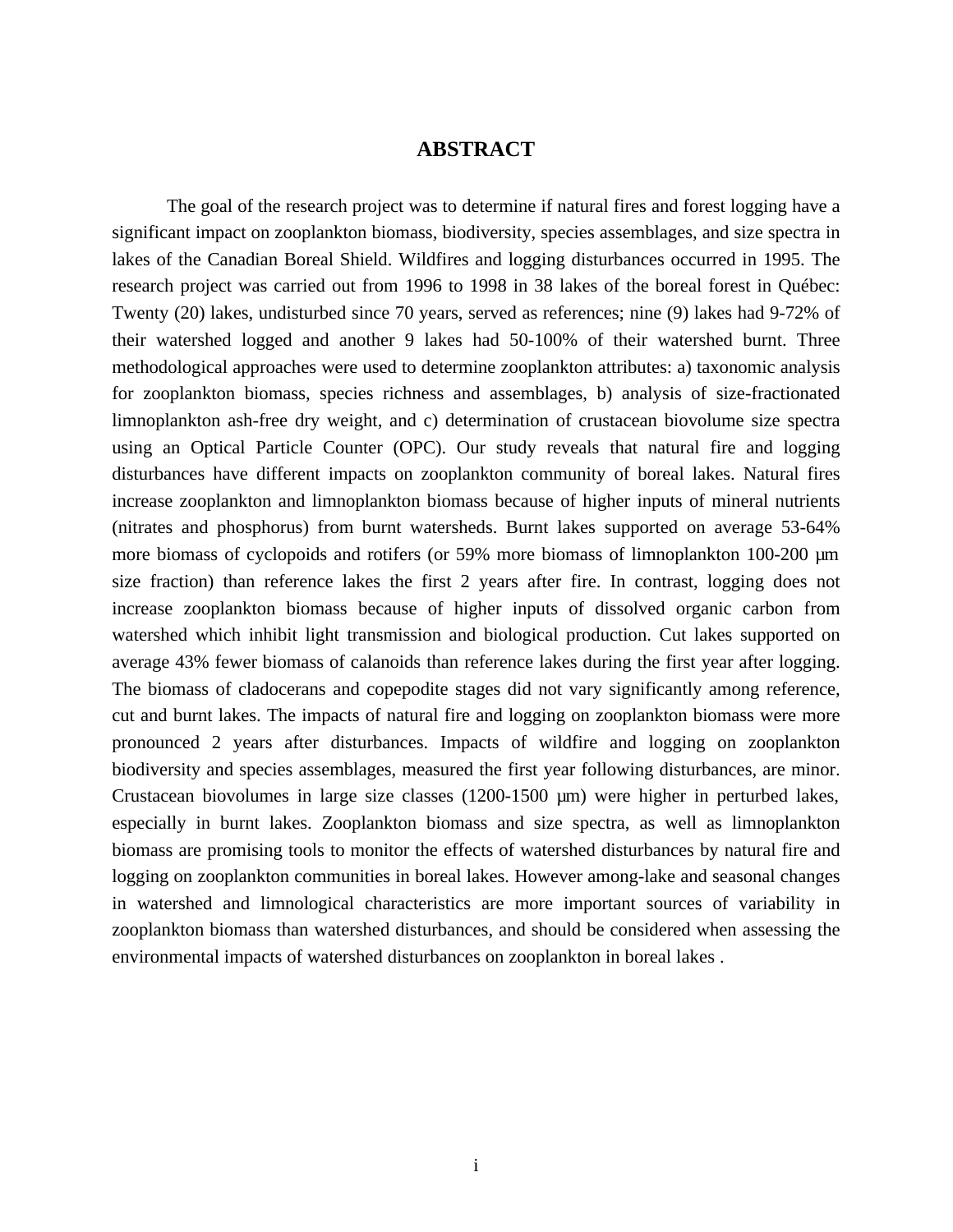# ABSTRACT

The goal of the research project was to determine if natural fires and forest logging have a significant impact on zooplankton biomass, biodiversity, species assemblages, and size spectra in lakes of the Canadian Boreal Shield. Wildfires and logging disturbances occurred in 1995. The research project was carried out from 1996 to 1998 in 38 lakes of the boreal forest in Québec: Twenty (20) lakes, undisturbed since 70 years, served as references; nine (9) lakes had 9-72% of their watershed logged and another 9 lakes had 50-100% of their watershed burnt. Three methodological approaches were used to determine zooplankton attributes: a) taxonomic analysis for zooplankton biomass, species richness and assemblages, b) analysis of size-fractionated limnoplankton ash-free dry weight, and c) determination of crustacean biovolume size spectra using an Optical Particle Counter (OPC). Our study reveals that natural fire and logging disturbances have different impacts on zooplankton community of boreal lakes. Natural fires increase zooplankton and limnoplankton biomass because of higher inputs of mineral nutrients (nitrates and phosphorus) from burnt watersheds. Burnt lakes supported on average 53-64% more biomass of cyclopoids and rotifers (or 59% more biomass of limnoplankton 100-200 µm size fraction) than reference lakes the first 2 years after fire. In contrast, logging does not increase zooplankton biomass because of higher inputs of dissolved organic carbon from watershed which inhibit light transmission and biological production. Cut lakes supported on average 43% fewer biomass of calanoids than reference lakes during the first year after logging. The biomass of cladocerans and copepodite stages did not vary significantly among reference, cut and burnt lakes. The impacts of natural fire and logging on zooplankton biomass were more pronounced 2 years after disturbances. Impacts of wildfire and logging on zooplankton biodiversity and species assemblages, measured the first year following disturbances, are minor. Crustacean biovolumes in large size classes (1200-1500 µm) were higher in perturbed lakes, especially in burnt lakes. Zooplankton biomass and size spectra, as well as limnoplankton biomass are promising tools to monitor the effects of watershed disturbances by natural fire and logging on zooplankton communities in boreal lakes. However among-lake and seasonal changes in watershed and limnological characteristics are more important sources of variability in zooplankton biomass than watershed disturbances, and should be considered when assessing the environmental impacts of watershed disturbances on zooplankton in boreal lakes .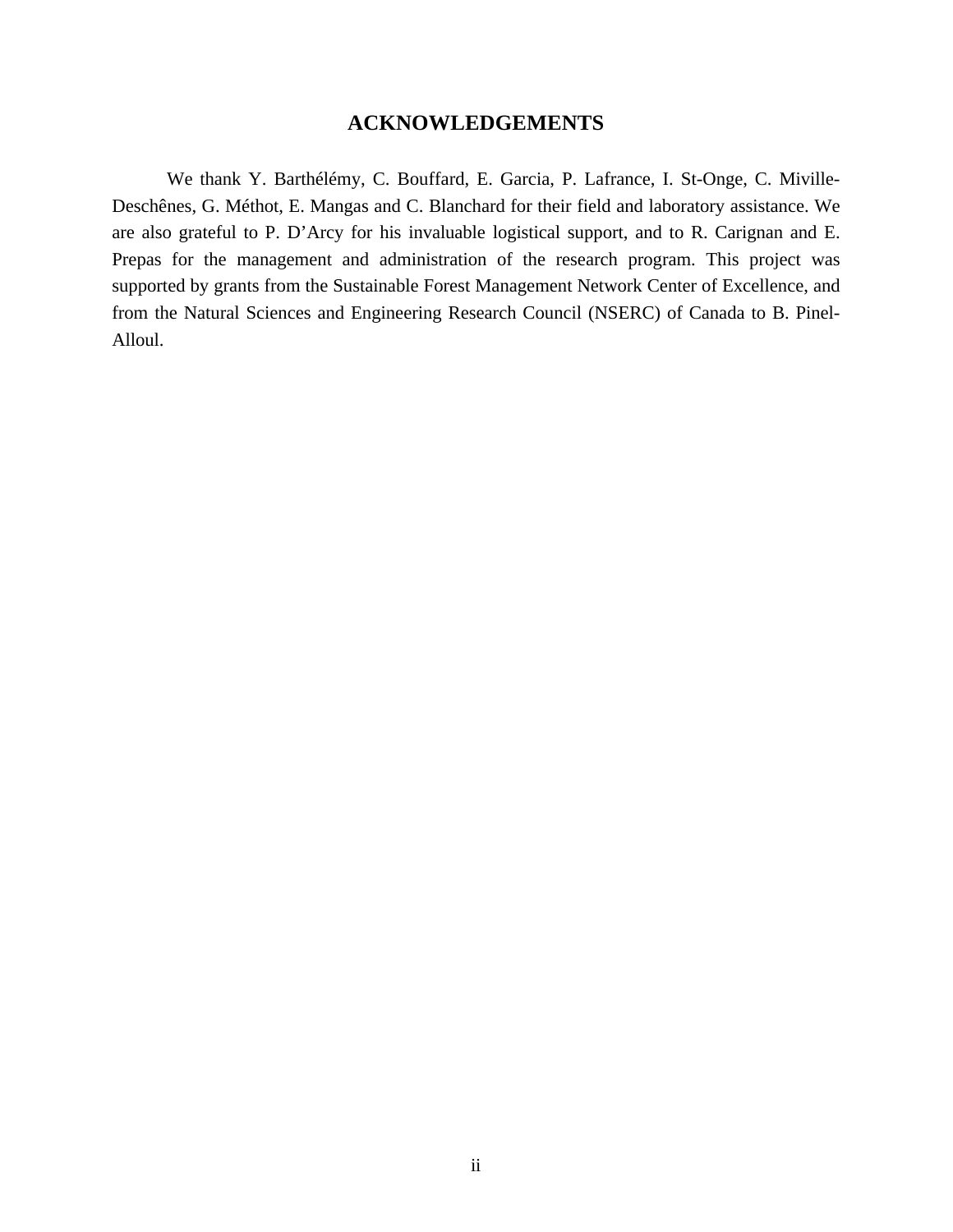## ACKNOWLEDGEMENTS

We thank Y. Barthélémy, C. Bouffard, E. Garcia, P. Lafrance, I. St-Onge, C. Miville-Deschênes, G. Méthot, E. Mangas and C. Blanchard for their field and laboratory assistance. We are also grateful to P. D'Arcy for his invaluable logistical support, and to R. Carignan and E. Prepas for the management and administration of the research program. This project was supported by grants from the Sustainable Forest Management Network Center of Excellence, and from the Natural Sciences and Engineering Research Council (NSERC) of Canada to B. Pinel-Alloul.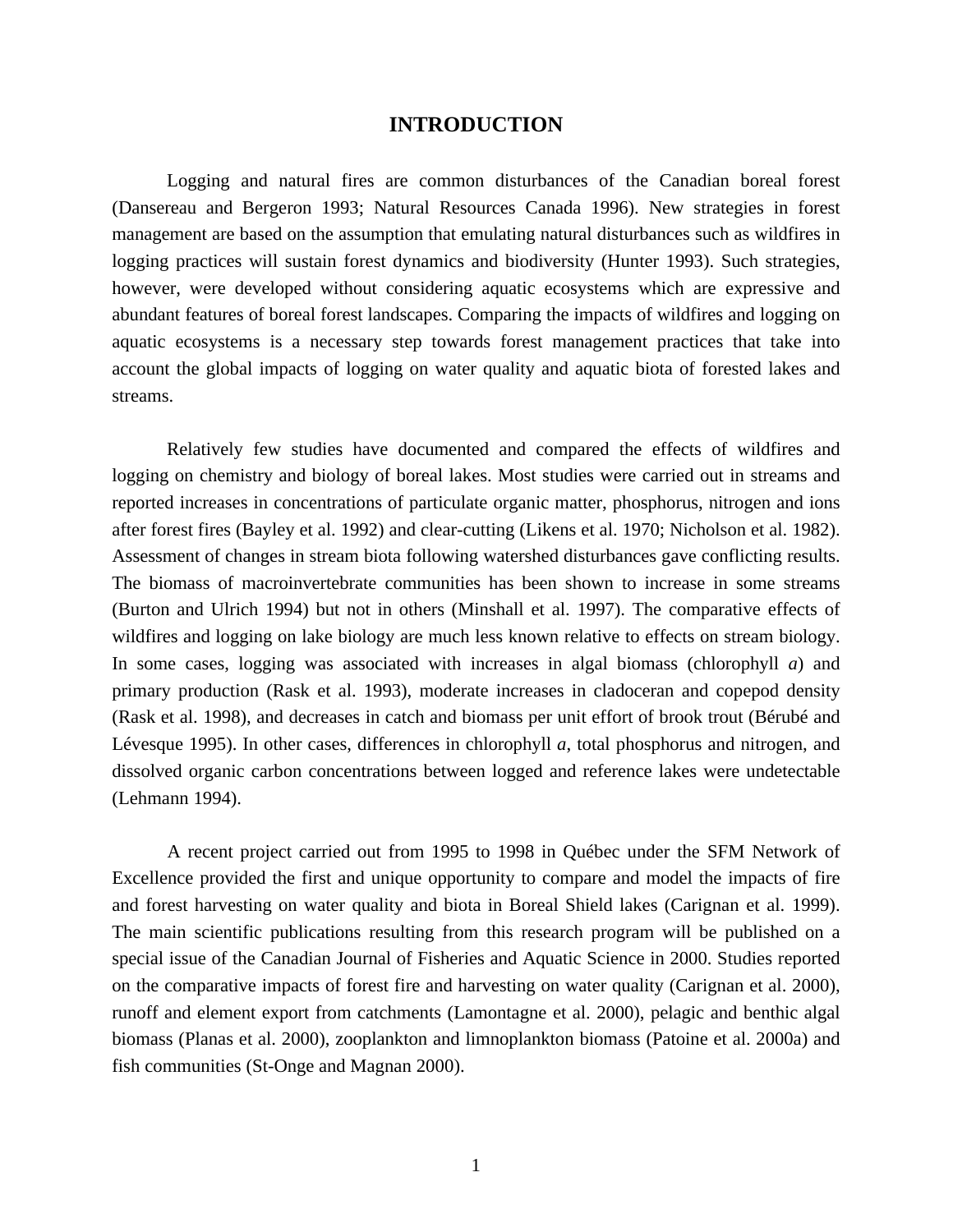# INTRODUCTION

Logging and natural fires are common disturbances of the Canadian boreal forest (Dansereau and Bergeron 1993; Natural Resources Canada 1996). New strategies in forest management are based on the assumption that emulating natural disturbances such as wildfires in logging practices will sustain forest dynamics and biodiversity (Hunter 1993). Such strategies, however, were developed without considering aquatic ecosystems which are expressive and abundant features of boreal forest landscapes. Comparing the impacts of wildfires and logging on aquatic ecosystems is a necessary step towards forest management practices that take into account the global impacts of logging on water quality and aquatic biota of forested lakes and streams.

Relatively few studies have documented and compared the effects of wildfires and logging on chemistry and biology of boreal lakes. Most studies were carried out in streams and reported increases in concentrations of particulate organic matter, phosphorus, nitrogen and ions after forest fires (Bayley et al. 1992) and clear-cutting (Likens et al. 1970; Nicholson et al. 1982). Assessment of changes in stream biota following watershed disturbances gave conflicting results. The biomass of macroinvertebrate communities has been shown to increase in some streams (Burton and Ulrich 1994) but not in others (Minshall et al. 1997). The comparative effects of wildfires and logging on lake biology are much less known relative to effects on stream biology. In some cases, logging was associated with increases in algal biomass (chlorophyll *a*) and primary production (Rask et al. 1993), moderate increases in cladoceran and copepod density (Rask et al. 1998), and decreases in catch and biomass per unit effort of brook trout (Bérubé and Lévesque 1995). In other cases, differences in chlorophyll *a*, total phosphorus and nitrogen, and dissolved organic carbon concentrations between logged and reference lakes were undetectable (Lehmann 1994).

A recent project carried out from 1995 to 1998 in Québec under the SFM Network of Excellence provided the first and unique opportunity to compare and model the impacts of fire and forest harvesting on water quality and biota in Boreal Shield lakes (Carignan et al. 1999). The main scientific publications resulting from this research program will be published on a special issue of the Canadian Journal of Fisheries and Aquatic Science in 2000. Studies reported on the comparative impacts of forest fire and harvesting on water quality (Carignan et al. 2000), runoff and element export from catchments (Lamontagne et al. 2000), pelagic and benthic algal biomass (Planas et al. 2000), zooplankton and limnoplankton biomass (Patoine et al. 2000a) and fish communities (St-Onge and Magnan 2000).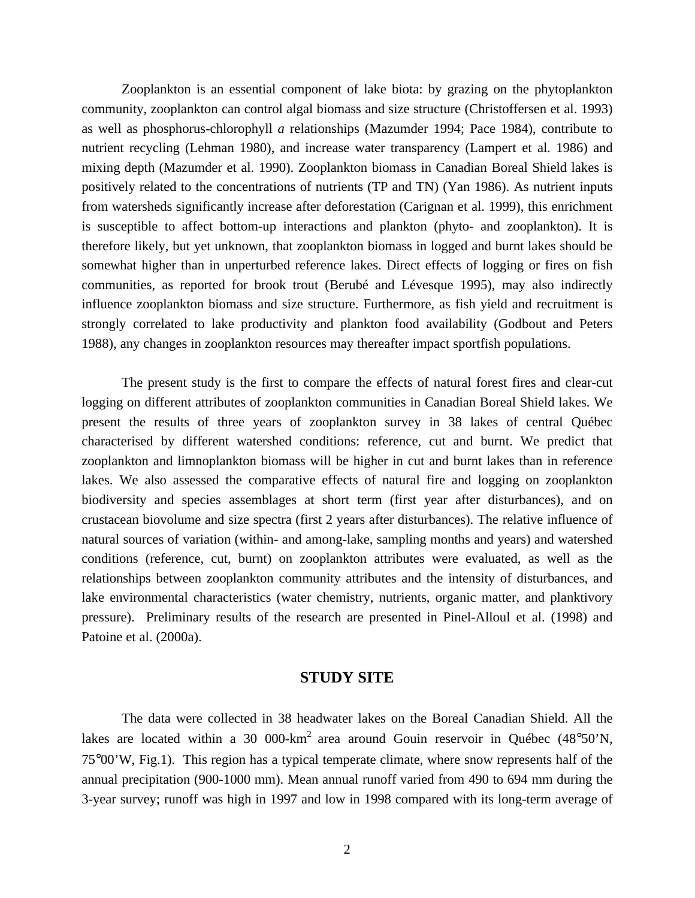Zooplankton is an essential component of lake biota: by grazing on the phytoplankton community, zooplankton can control algal biomass and size structure (Christoffersen et al. 1993) as well as phosphorus-chlorophyll *a* relationships (Mazumder 1994; Pace 1984), contribute to nutrient recycling (Lehman 1980), and increase water transparency (Lampert et al. 1986) and mixing depth (Mazumder et al. 1990). Zooplankton biomass in Canadian Boreal Shield lakes is positively related to the concentrations of nutrients (TP and TN) (Yan 1986). As nutrient inputs from watersheds significantly increase after deforestation (Carignan et al. 1999), this enrichment is susceptible to affect bottom-up interactions and plankton (phyto- and zooplankton). It is therefore likely, but yet unknown, that zooplankton biomass in logged and burnt lakes should be somewhat higher than in unperturbed reference lakes. Direct effects of logging or fires on fish communities, as reported for brook trout (Berubé and Lévesque 1995), may also indirectly influence zooplankton biomass and size structure. Furthermore, as fish yield and recruitment is strongly correlated to lake productivity and plankton food availability (Godbout and Peters 1988), any changes in zooplankton resources may thereafter impact sportfish populations.

The present study is the first to compare the effects of natural forest fires and clear-cut logging on different attributes of zooplankton communities in Canadian Boreal Shield lakes. We present the results of three years of zooplankton survey in 38 lakes of central Québec characterised by different watershed conditions: reference, cut and burnt. We predict that zooplankton and limnoplankton biomass will be higher in cut and burnt lakes than in reference lakes. We also assessed the comparative effects of natural fire and logging on zooplankton biodiversity and species assemblages at short term (first year after disturbances), and on crustacean biovolume and size spectra (first 2 years after disturbances). The relative influence of natural sources of variation (within- and among-lake, sampling months and years) and watershed conditions (reference, cut, burnt) on zooplankton attributes were evaluated, as well as the relationships between zooplankton community attributes and the intensity of disturbances, and lake environmental characteristics (water chemistry, nutrients, organic matter, and planktivory pressure). Preliminary results of the research are presented in Pinel-Alloul et al. (1998) and Patoine et al. (2000a).

## STUDY SITE

The data were collected in 38 headwater lakes on the Boreal Canadian Shield. All the lakes are located within a 30 000-km$^2$ area around Gouin reservoir in Québec (48°50'N, 75°00'W, Fig.1). This region has a typical temperate climate, where snow represents half of the annual precipitation (900-1000 mm). Mean annual runoff varied from 490 to 694 mm during the 3-year survey; runoff was high in 1997 and low in 1998 compared with its long-term average of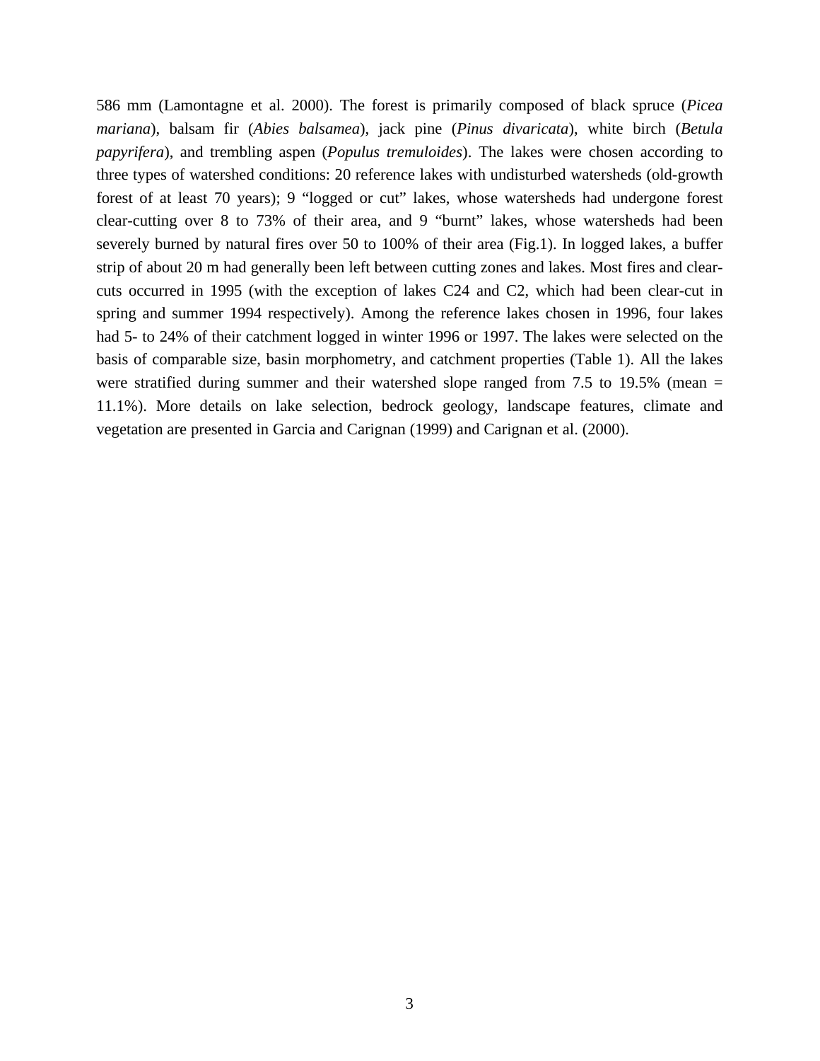586 mm (Lamontagne et al. 2000). The forest is primarily composed of black spruce (*Picea mariana*), balsam fir (*Abies balsamea*), jack pine (*Pinus divaricata*), white birch (*Betula papyrifera*), and trembling aspen (*Populus tremuloides*). The lakes were chosen according to three types of watershed conditions: 20 reference lakes with undisturbed watersheds (old-growth forest of at least 70 years); 9 “logged or cut” lakes, whose watersheds had undergone forest clear-cutting over 8 to 73% of their area, and 9 “burnt” lakes, whose watersheds had been severely burned by natural fires over 50 to 100% of their area (Fig.1). In logged lakes, a buffer strip of about 20 m had generally been left between cutting zones and lakes. Most fires and clear-cuts occurred in 1995 (with the exception of lakes C24 and C2, which had been clear-cut in spring and summer 1994 respectively). Among the reference lakes chosen in 1996, four lakes had 5- to 24% of their catchment logged in winter 1996 or 1997. The lakes were selected on the basis of comparable size, basin morphometry, and catchment properties (Table 1). All the lakes were stratified during summer and their watershed slope ranged from 7.5 to 19.5% (mean = 11.1%). More details on lake selection, bedrock geology, landscape features, climate and vegetation are presented in Garcia and Carignan (1999) and Carignan et al. (2000).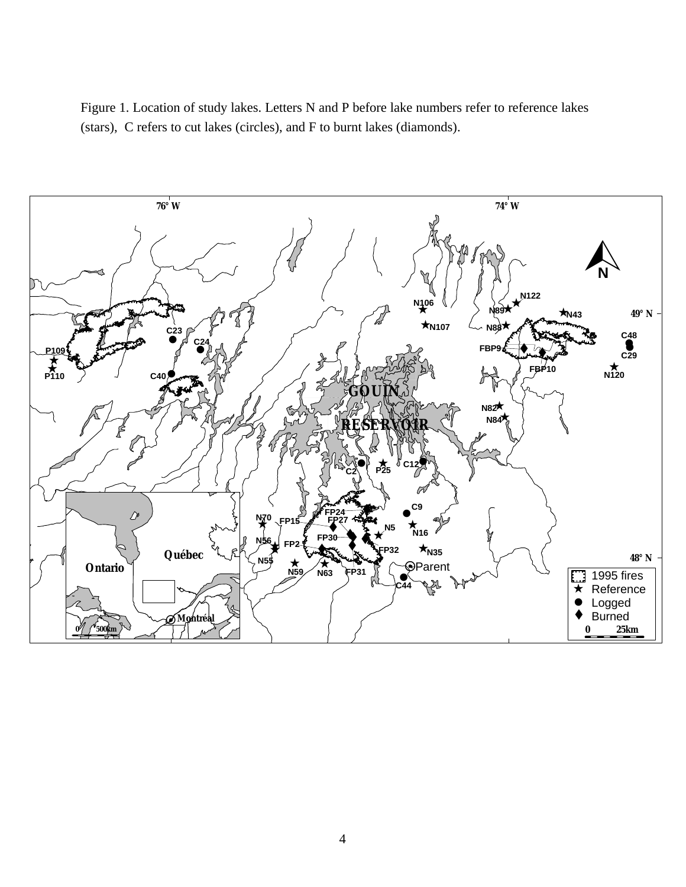Figure 1. Location of study lakes. Letters N and P before lake numbers refer to reference lakes (stars), C refers to cut lakes (circles), and F to burnt lakes (diamonds).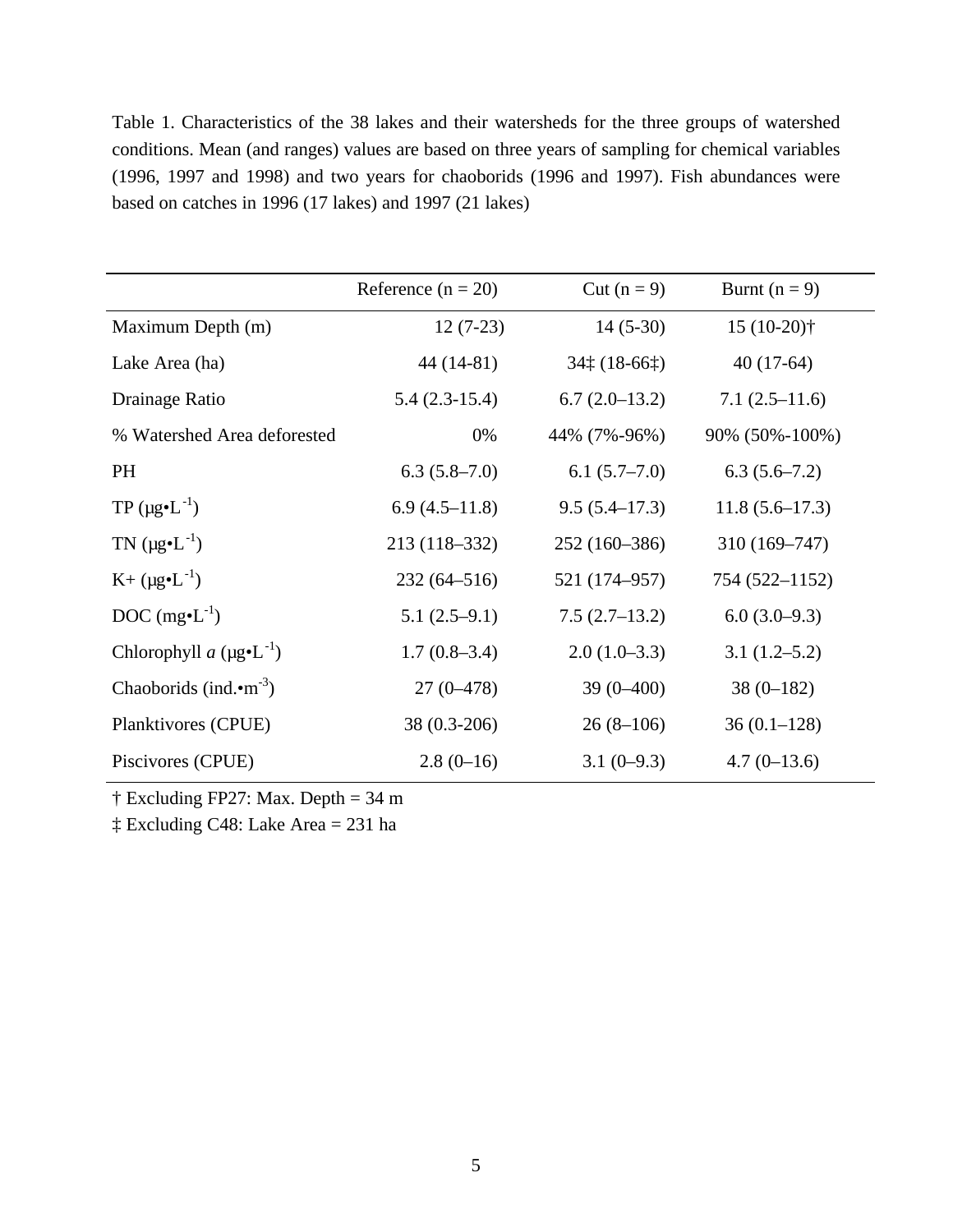Table 1. Characteristics of the 38 lakes and their watersheds for the three groups of watershed conditions. Mean (and ranges) values are based on three years of sampling for chemical variables (1996, 1997 and 1998) and two years for chaoborids (1996 and 1997). Fish abundances were based on catches in 1996 (17 lakes) and 1997 (21 lakes)

| | Reference (n = 20) | Cut (n = 9) | Burnt (n = 9) |
|---|---|---|---|
| Maximum Depth (m) | 12 (7-23) | 14 (5-30) | 15 (10-20)† |
| Lake Area (ha) | 44 (14-81) | 34‡ (18-66‡) | 40 (17-64) |
| Drainage Ratio | 5.4 (2.3-15.4) | 6.7 (2.0–13.2) | 7.1 (2.5–11.6) |
| % Watershed Area deforested | 0% | 44% (7%-96%) | 90% (50%-100%) |
| PH | 6.3 (5.8–7.0) | 6.1 (5.7–7.0) | 6.3 (5.6–7.2) |
| TP (μg•L$^{-1}$) | 6.9 (4.5–11.8) | 9.5 (5.4–17.3) | 11.8 (5.6–17.3) |
| TN (μg•L$^{-1}$) | 213 (118–332) | 252 (160–386) | 310 (169–747) |
| K+ (μg•L$^{-1}$) | 232 (64–516) | 521 (174–957) | 754 (522–1152) |
| DOC (mg•L$^{-1}$) | 5.1 (2.5–9.1) | 7.5 (2.7–13.2) | 6.0 (3.0–9.3) |
| Chlorophyll *a* (μg•L$^{-1}$) | 1.7 (0.8–3.4) | 2.0 (1.0–3.3) | 3.1 (1.2–5.2) |
| Chaoborids (ind.•m$^{-3}$) | 27 (0–478) | 39 (0–400) | 38 (0–182) |
| Planktivores (CPUE) | 38 (0.3-206) | 26 (8–106) | 36 (0.1–128) |
| Piscivores (CPUE) | 2.8 (0–16) | 3.1 (0–9.3) | 4.7 (0–13.6) |

† Excluding FP27: Max. Depth = 34 m

‡ Excluding C48: Lake Area = 231 ha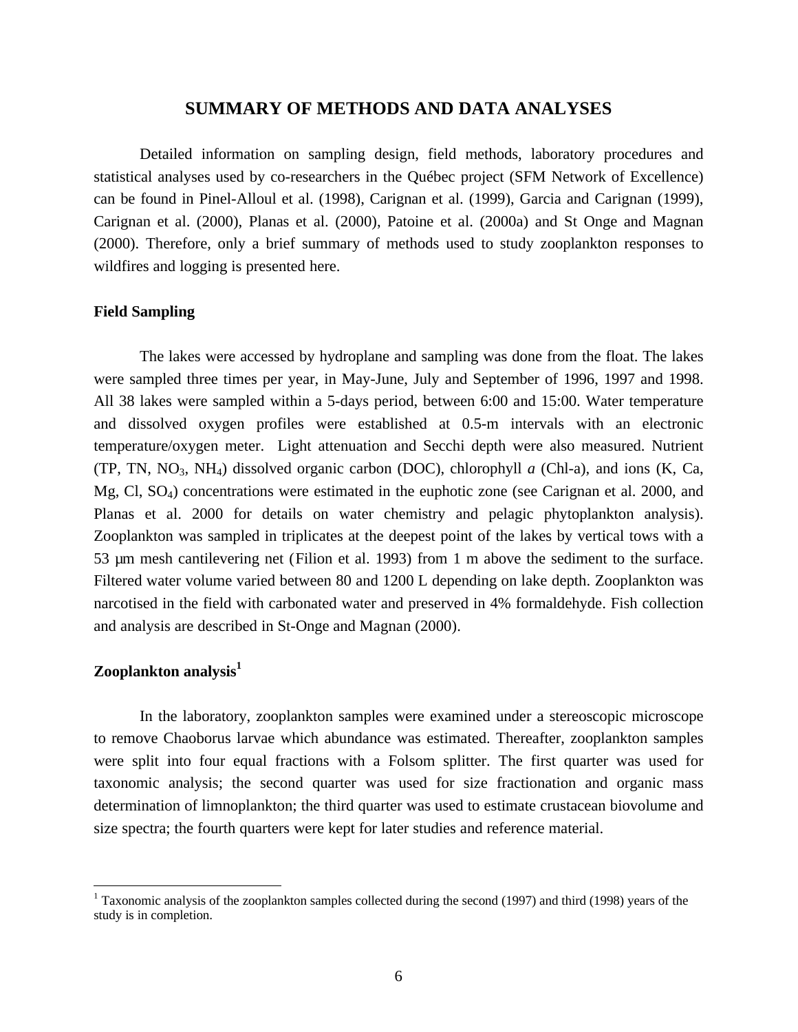# SUMMARY OF METHODS AND DATA ANALYSES

Detailed information on sampling design, field methods, laboratory procedures and statistical analyses used by co-researchers in the Québec project (SFM Network of Excellence) can be found in Pinel-Alloul et al. (1998), Carignan et al. (1999), Garcia and Carignan (1999), Carignan et al. (2000), Planas et al. (2000), Patoine et al. (2000a) and St Onge and Magnan (2000). Therefore, only a brief summary of methods used to study zooplankton responses to wildfires and logging is presented here.

## Field Sampling

The lakes were accessed by hydroplane and sampling was done from the float. The lakes were sampled three times per year, in May-June, July and September of 1996, 1997 and 1998. All 38 lakes were sampled within a 5-days period, between 6:00 and 15:00. Water temperature and dissolved oxygen profiles were established at 0.5-m intervals with an electronic temperature/oxygen meter. Light attenuation and Secchi depth were also measured. Nutrient (TP, TN, $NO_3$, $NH_4$) dissolved organic carbon (DOC), chlorophyll *a* (Chl-a), and ions (K, Ca, Mg, Cl, $SO_4$) concentrations were estimated in the euphotic zone (see Carignan et al. 2000, and Planas et al. 2000 for details on water chemistry and pelagic phytoplankton analysis). Zooplankton was sampled in triplicates at the deepest point of the lakes by vertical tows with a 53 µm mesh cantilevering net (Filion et al. 1993) from 1 m above the sediment to the surface. Filtered water volume varied between 80 and 1200 L depending on lake depth. Zooplankton was narcotised in the field with carbonated water and preserved in 4% formaldehyde. Fish collection and analysis are described in St-Onge and Magnan (2000).

## Zooplankton analysis[1]

In the laboratory, zooplankton samples were examined under a stereoscopic microscope to remove Chaoborus larvae which abundance was estimated. Thereafter, zooplankton samples were split into four equal fractions with a Folsom splitter. The first quarter was used for taxonomic analysis; the second quarter was used for size fractionation and organic mass determination of limnoplankton; the third quarter was used to estimate crustacean biovolume and size spectra; the fourth quarters were kept for later studies and reference material.

[1] Taxonomic analysis of the zooplankton samples collected during the second (1997) and third (1998) years of the study is in completion.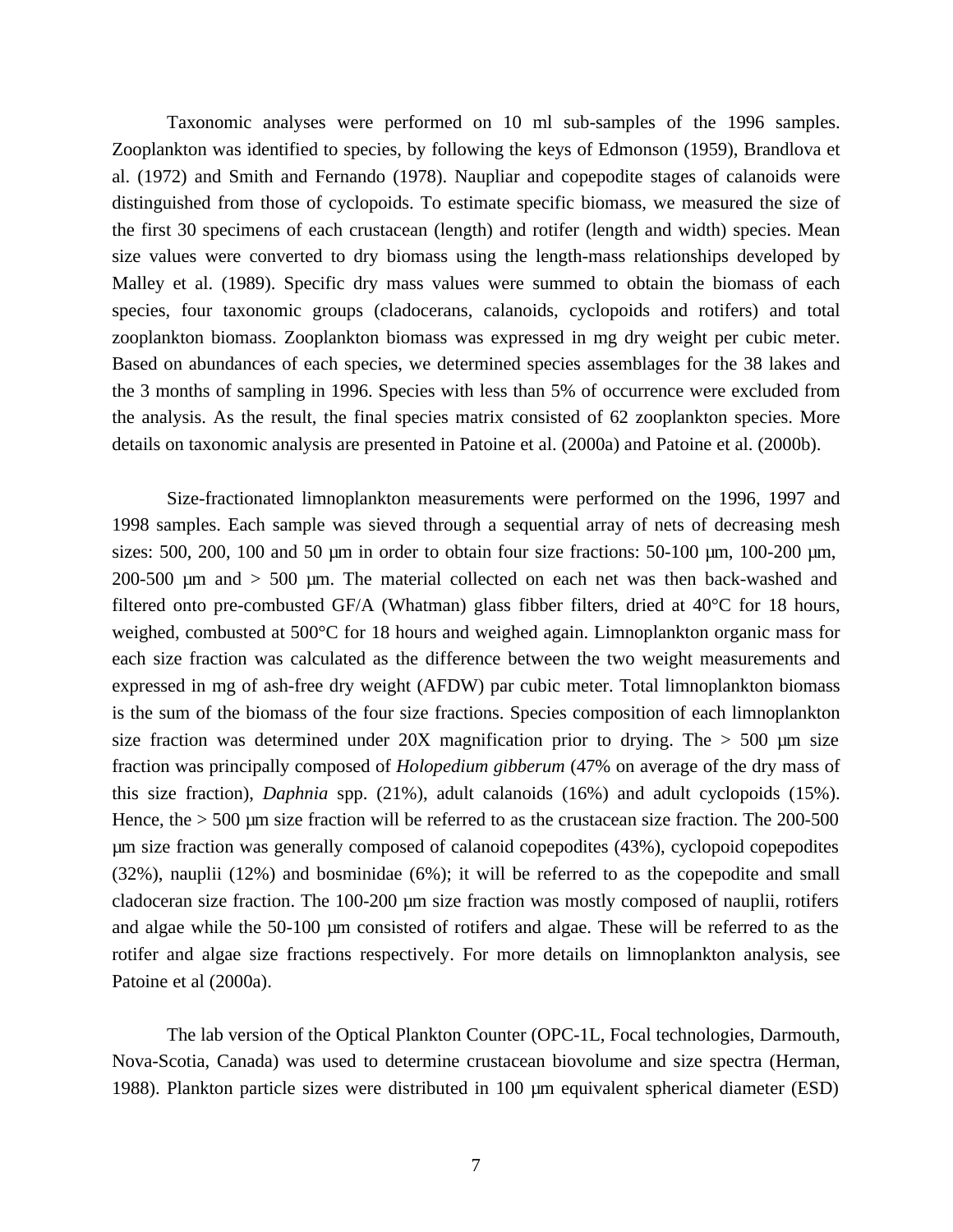Taxonomic analyses were performed on 10 ml sub-samples of the 1996 samples. Zooplankton was identified to species, by following the keys of Edmonson (1959), Brandlova et al. (1972) and Smith and Fernando (1978). Naupliar and copepodite stages of calanoids were distinguished from those of cyclopoids. To estimate specific biomass, we measured the size of the first 30 specimens of each crustacean (length) and rotifer (length and width) species. Mean size values were converted to dry biomass using the length-mass relationships developed by Malley et al. (1989). Specific dry mass values were summed to obtain the biomass of each species, four taxonomic groups (cladocerans, calanoids, cyclopoids and rotifers) and total zooplankton biomass. Zooplankton biomass was expressed in mg dry weight per cubic meter. Based on abundances of each species, we determined species assemblages for the 38 lakes and the 3 months of sampling in 1996. Species with less than 5% of occurrence were excluded from the analysis. As the result, the final species matrix consisted of 62 zooplankton species. More details on taxonomic analysis are presented in Patoine et al. (2000a) and Patoine et al. (2000b).

Size-fractionated limnoplankton measurements were performed on the 1996, 1997 and 1998 samples. Each sample was sieved through a sequential array of nets of decreasing mesh sizes: 500, 200, 100 and 50 µm in order to obtain four size fractions: 50-100 µm, 100-200 µm, 200-500 µm and > 500 µm. The material collected on each net was then back-washed and filtered onto pre-combusted GF/A (Whatman) glass fibber filters, dried at 40°C for 18 hours, weighed, combusted at 500°C for 18 hours and weighed again. Limnoplankton organic mass for each size fraction was calculated as the difference between the two weight measurements and expressed in mg of ash-free dry weight (AFDW) par cubic meter. Total limnoplankton biomass is the sum of the biomass of the four size fractions. Species composition of each limnoplankton size fraction was determined under 20X magnification prior to drying. The > 500 µm size fraction was principally composed of *Holopedium gibberum* (47% on average of the dry mass of this size fraction), *Daphnia* spp. (21%), adult calanoids (16%) and adult cyclopoids (15%). Hence, the > 500 µm size fraction will be referred to as the crustacean size fraction. The 200-500 µm size fraction was generally composed of calanoid copepodites (43%), cyclopoid copepodites (32%), nauplii (12%) and bosminidae (6%); it will be referred to as the copepodite and small cladoceran size fraction. The 100-200 µm size fraction was mostly composed of nauplii, rotifers and algae while the 50-100 µm consisted of rotifers and algae. These will be referred to as the rotifer and algae size fractions respectively. For more details on limnoplankton analysis, see Patoine et al (2000a).

The lab version of the Optical Plankton Counter (OPC-1L, Focal technologies, Darmouth, Nova-Scotia, Canada) was used to determine crustacean biovolume and size spectra (Herman, 1988). Plankton particle sizes were distributed in 100 µm equivalent spherical diameter (ESD)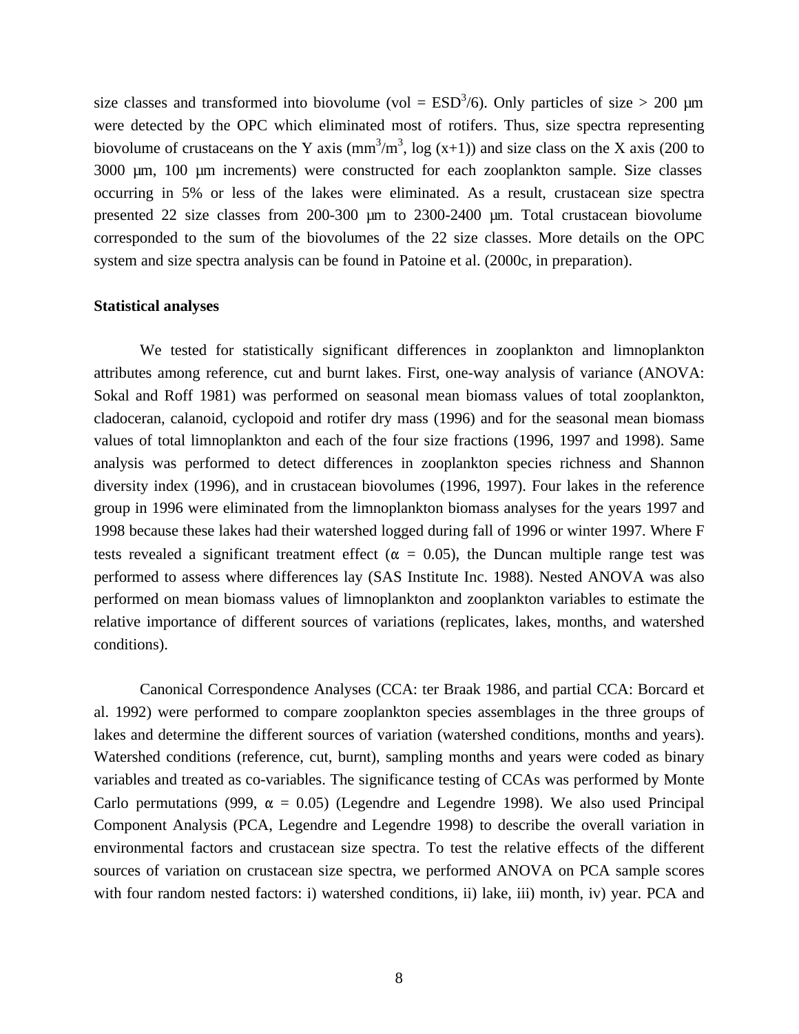size classes and transformed into biovolume (vol = $ESD^3/6$). Only particles of size > 200 µm were detected by the OPC which eliminated most of rotifers. Thus, size spectra representing biovolume of crustaceans on the Y axis ($mm^3/m^3$, log (x+1)) and size class on the X axis (200 to 3000 µm, 100 µm increments) were constructed for each zooplankton sample. Size classes occurring in 5% or less of the lakes were eliminated. As a result, crustacean size spectra presented 22 size classes from 200-300 µm to 2300-2400 µm. Total crustacean biovolume corresponded to the sum of the biovolumes of the 22 size classes. More details on the OPC system and size spectra analysis can be found in Patoine et al. (2000c, in preparation).

**Statistical analyses**

We tested for statistically significant differences in zooplankton and limnoplankton attributes among reference, cut and burnt lakes. First, one-way analysis of variance (ANOVA: Sokal and Roff 1981) was performed on seasonal mean biomass values of total zooplankton, cladoceran, calanoid, cyclopoid and rotifer dry mass (1996) and for the seasonal mean biomass values of total limnoplankton and each of the four size fractions (1996, 1997 and 1998). Same analysis was performed to detect differences in zooplankton species richness and Shannon diversity index (1996), and in crustacean biovolumes (1996, 1997). Four lakes in the reference group in 1996 were eliminated from the limnoplankton biomass analyses for the years 1997 and 1998 because these lakes had their watershed logged during fall of 1996 or winter 1997. Where F tests revealed a significant treatment effect ($\alpha$ = 0.05), the Duncan multiple range test was performed to assess where differences lay (SAS Institute Inc. 1988). Nested ANOVA was also performed on mean biomass values of limnoplankton and zooplankton variables to estimate the relative importance of different sources of variations (replicates, lakes, months, and watershed conditions).

Canonical Correspondence Analyses (CCA: ter Braak 1986, and partial CCA: Borcard et al. 1992) were performed to compare zooplankton species assemblages in the three groups of lakes and determine the different sources of variation (watershed conditions, months and years). Watershed conditions (reference, cut, burnt), sampling months and years were coded as binary variables and treated as co-variables. The significance testing of CCAs was performed by Monte Carlo permutations (999, $\alpha$ = 0.05) (Legendre and Legendre 1998). We also used Principal Component Analysis (PCA, Legendre and Legendre 1998) to describe the overall variation in environmental factors and crustacean size spectra. To test the relative effects of the different sources of variation on crustacean size spectra, we performed ANOVA on PCA sample scores with four random nested factors: i) watershed conditions, ii) lake, iii) month, iv) year. PCA and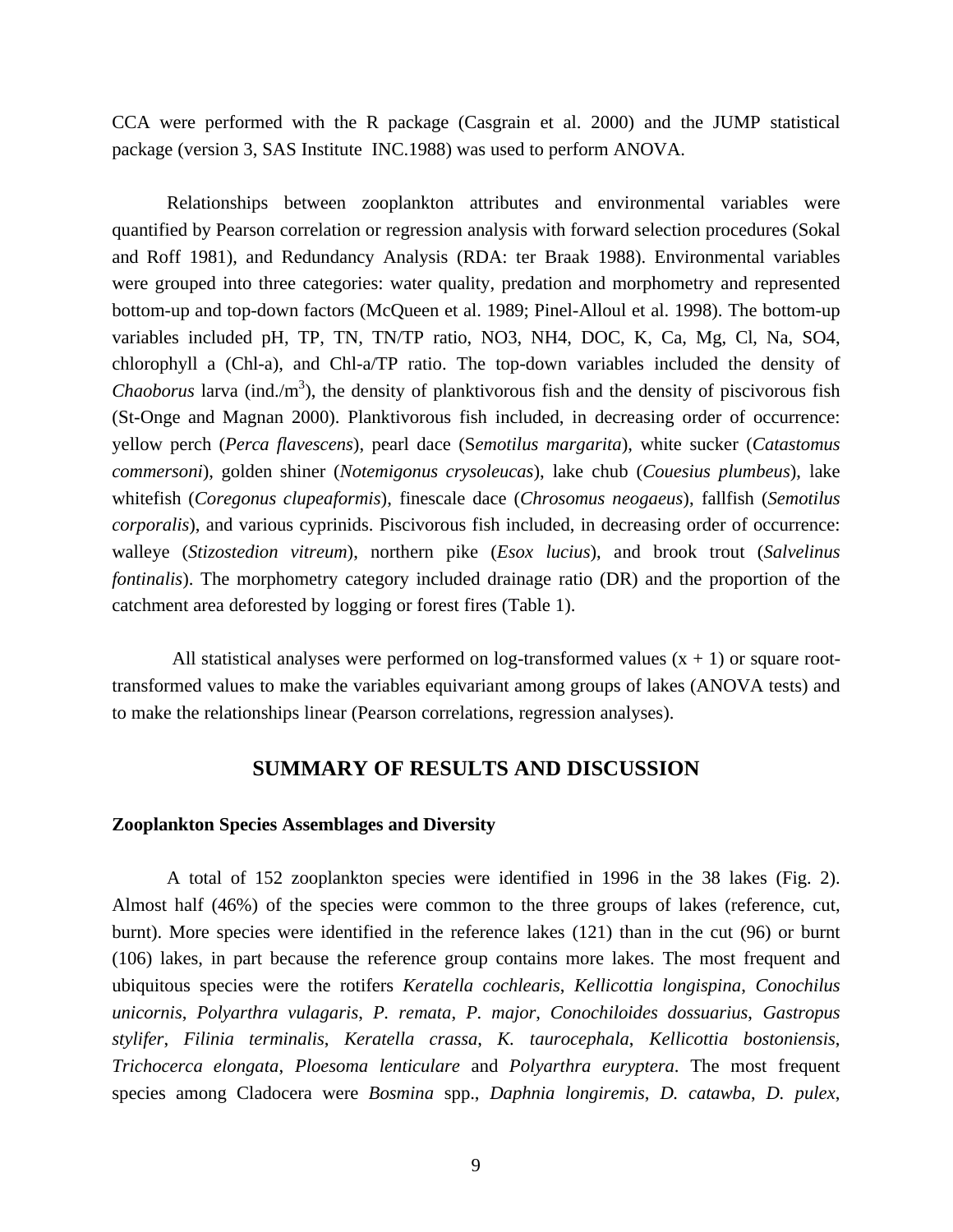CCA were performed with the R package (Casgrain et al. 2000) and the JUMP statistical package (version 3, SAS Institute INC.1988) was used to perform ANOVA.

Relationships between zooplankton attributes and environmental variables were quantified by Pearson correlation or regression analysis with forward selection procedures (Sokal and Roff 1981), and Redundancy Analysis (RDA: ter Braak 1988). Environmental variables were grouped into three categories: water quality, predation and morphometry and represented bottom-up and top-down factors (McQueen et al. 1989; Pinel-Alloul et al. 1998). The bottom-up variables included pH, TP, TN, TN/TP ratio, NO3, NH4, DOC, K, Ca, Mg, Cl, Na, SO4, chlorophyll a (Chl-a), and Chl-a/TP ratio. The top-down variables included the density of *Chaoborus* larva (ind./m$^3$), the density of planktivorous fish and the density of piscivorous fish (St-Onge and Magnan 2000). Planktivorous fish included, in decreasing order of occurrence: yellow perch (*Perca flavescens*), pearl dace (S*emotilus margarita*), white sucker (*Catastomus commersoni*), golden shiner (*Notemigonus crysoleucas*), lake chub (*Couesius plumbeus*), lake whitefish (*Coregonus clupeaformis*), finescale dace (*Chrosomus neogaeus*), fallfish (*Semotilus corporalis*), and various cyprinids. Piscivorous fish included, in decreasing order of occurrence: walleye (*Stizostedion vitreum*), northern pike (*Esox lucius*), and brook trout (*Salvelinus fontinalis*). The morphometry category included drainage ratio (DR) and the proportion of the catchment area deforested by logging or forest fires (Table 1).

All statistical analyses were performed on log-transformed values (x + 1) or square root-transformed values to make the variables equivariant among groups of lakes (ANOVA tests) and to make the relationships linear (Pearson correlations, regression analyses).

## SUMMARY OF RESULTS AND DISCUSSION

### Zooplankton Species Assemblages and Diversity

A total of 152 zooplankton species were identified in 1996 in the 38 lakes (Fig. 2). Almost half (46%) of the species were common to the three groups of lakes (reference, cut, burnt). More species were identified in the reference lakes (121) than in the cut (96) or burnt (106) lakes, in part because the reference group contains more lakes. The most frequent and ubiquitous species were the rotifers *Keratella cochlearis*, *Kellicottia longispina*, *Conochilus unicornis*, *Polyarthra vulagaris*, *P. remata*, *P. major*, *Conochiloides dossuarius*, *Gastropus stylifer*, *Filinia terminalis*, *Keratella crassa*, *K. taurocephala*, *Kellicottia bostoniensis*, *Trichocerca elongata*, *Ploesoma lenticulare* and *Polyarthra euryptera*. The most frequent species among Cladocera were *Bosmina* spp., *Daphnia longiremis*, *D. catawba*, *D. pulex*,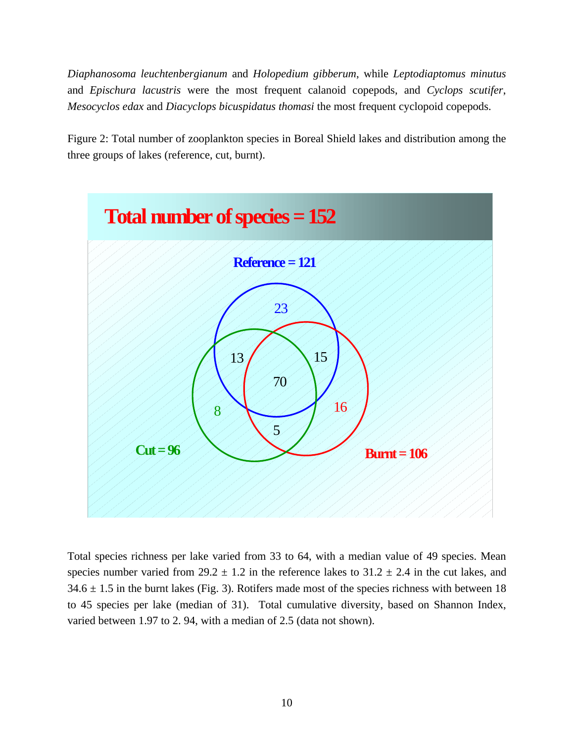*Diaphanosoma leuchtenbergianum* and *Holopedium gibberum*, while *Leptodiaptomus minutus* and *Epischura lacustris* were the most frequent calanoid copepods, and *Cyclops scutifer*, *Mesocyclos edax* and *Diacyclops bicuspidatus thomasi* the most frequent cyclopoid copepods.

Figure 2: Total number of zooplankton species in Boreal Shield lakes and distribution among the three groups of lakes (reference, cut, burnt).

Total species richness per lake varied from 33 to 64, with a median value of 49 species. Mean species number varied from 29.2 ± 1.2 in the reference lakes to 31.2 ± 2.4 in the cut lakes, and 34.6 ± 1.5 in the burnt lakes (Fig. 3). Rotifers made most of the species richness with between 18 to 45 species per lake (median of 31). Total cumulative diversity, based on Shannon Index, varied between 1.97 to 2. 94, with a median of 2.5 (data not shown).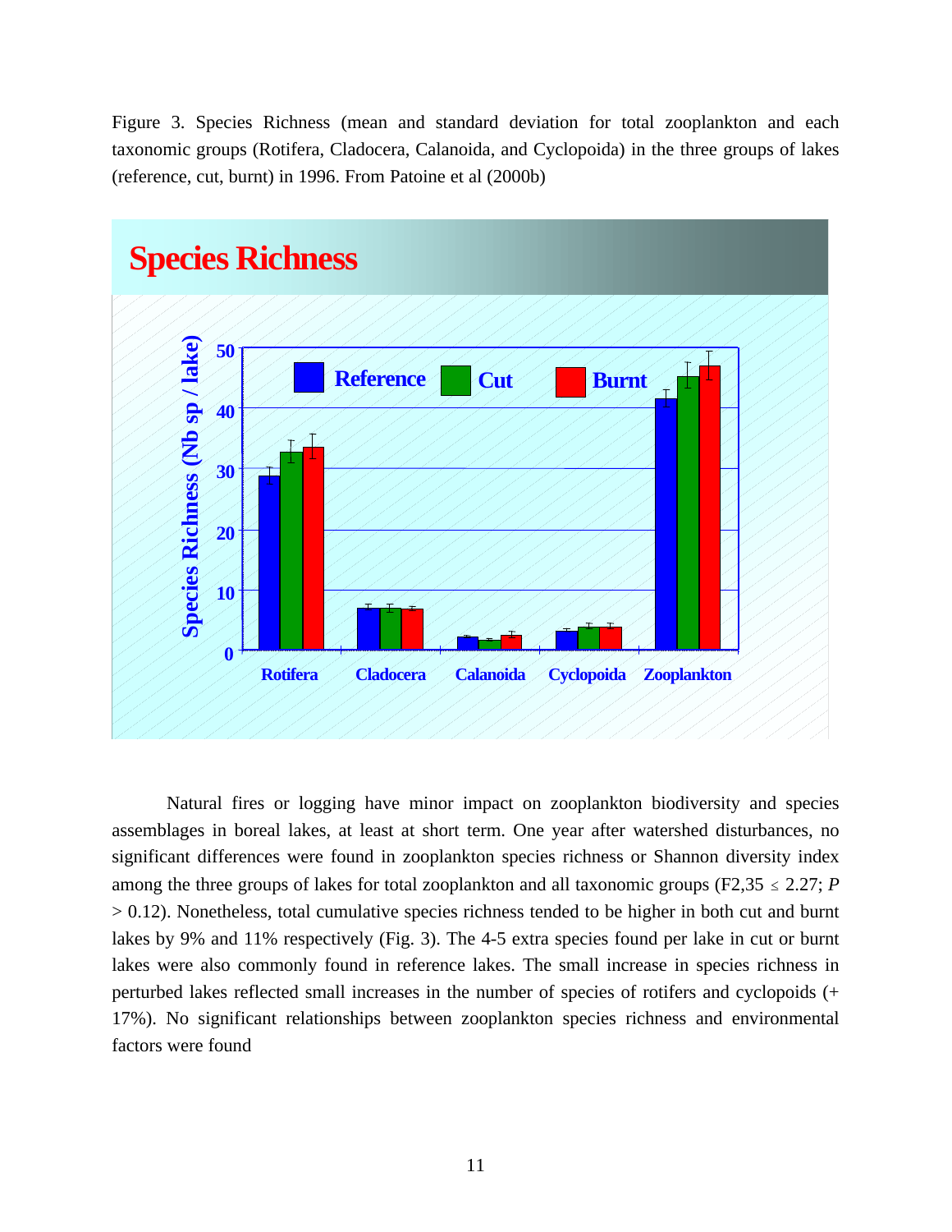Figure 3. Species Richness (mean and standard deviation for total zooplankton and each taxonomic groups (Rotifera, Cladocera, Calanoida, and Cyclopoida) in the three groups of lakes (reference, cut, burnt) in 1996. From Patoine et al (2000b)

Natural fires or logging have minor impact on zooplankton biodiversity and species assemblages in boreal lakes, at least at short term. One year after watershed disturbances, no significant differences were found in zooplankton species richness or Shannon diversity index among the three groups of lakes for total zooplankton and all taxonomic groups ($F_{2,35} \leq 2.27$; $P > 0.12$). Nonetheless, total cumulative species richness tended to be higher in both cut and burnt lakes by 9% and 11% respectively (Fig. 3). The 4-5 extra species found per lake in cut or burnt lakes were also commonly found in reference lakes. The small increase in species richness in perturbed lakes reflected small increases in the number of species of rotifers and cyclopoids (+ 17%). No significant relationships between zooplankton species richness and environmental factors were found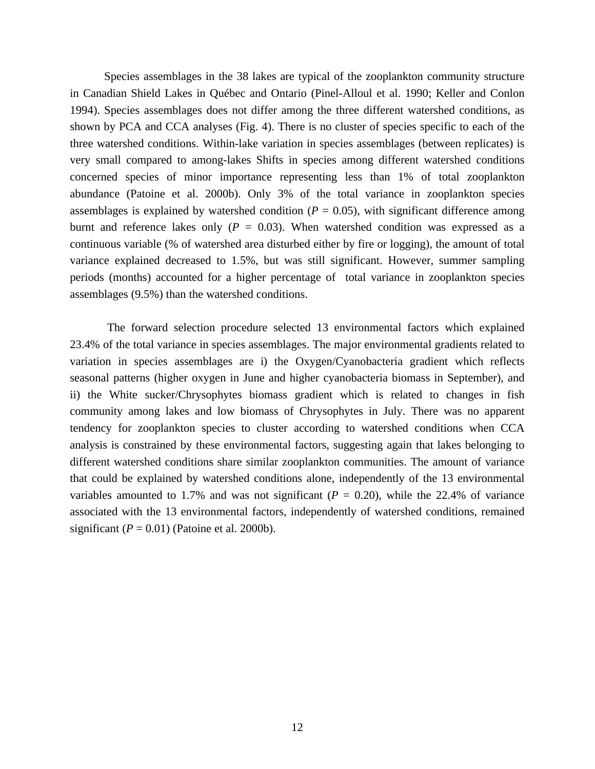Species assemblages in the 38 lakes are typical of the zooplankton community structure in Canadian Shield Lakes in Québec and Ontario (Pinel-Alloul et al. 1990; Keller and Conlon 1994). Species assemblages does not differ among the three different watershed conditions, as shown by PCA and CCA analyses (Fig. 4). There is no cluster of species specific to each of the three watershed conditions. Within-lake variation in species assemblages (between replicates) is very small compared to among-lakes Shifts in species among different watershed conditions concerned species of minor importance representing less than 1% of total zooplankton abundance (Patoine et al. 2000b). Only 3% of the total variance in zooplankton species assemblages is explained by watershed condition ($P$ = 0.05), with significant difference among burnt and reference lakes only ($P$ = 0.03). When watershed condition was expressed as a continuous variable (% of watershed area disturbed either by fire or logging), the amount of total variance explained decreased to 1.5%, but was still significant. However, summer sampling periods (months) accounted for a higher percentage of total variance in zooplankton species assemblages (9.5%) than the watershed conditions.

The forward selection procedure selected 13 environmental factors which explained 23.4% of the total variance in species assemblages. The major environmental gradients related to variation in species assemblages are i) the Oxygen/Cyanobacteria gradient which reflects seasonal patterns (higher oxygen in June and higher cyanobacteria biomass in September), and ii) the White sucker/Chrysophytes biomass gradient which is related to changes in fish community among lakes and low biomass of Chrysophytes in July. There was no apparent tendency for zooplankton species to cluster according to watershed conditions when CCA analysis is constrained by these environmental factors, suggesting again that lakes belonging to different watershed conditions share similar zooplankton communities. The amount of variance that could be explained by watershed conditions alone, independently of the 13 environmental variables amounted to 1.7% and was not significant ($P$ = 0.20), while the 22.4% of variance associated with the 13 environmental factors, independently of watershed conditions, remained significant ($P$ = 0.01) (Patoine et al. 2000b).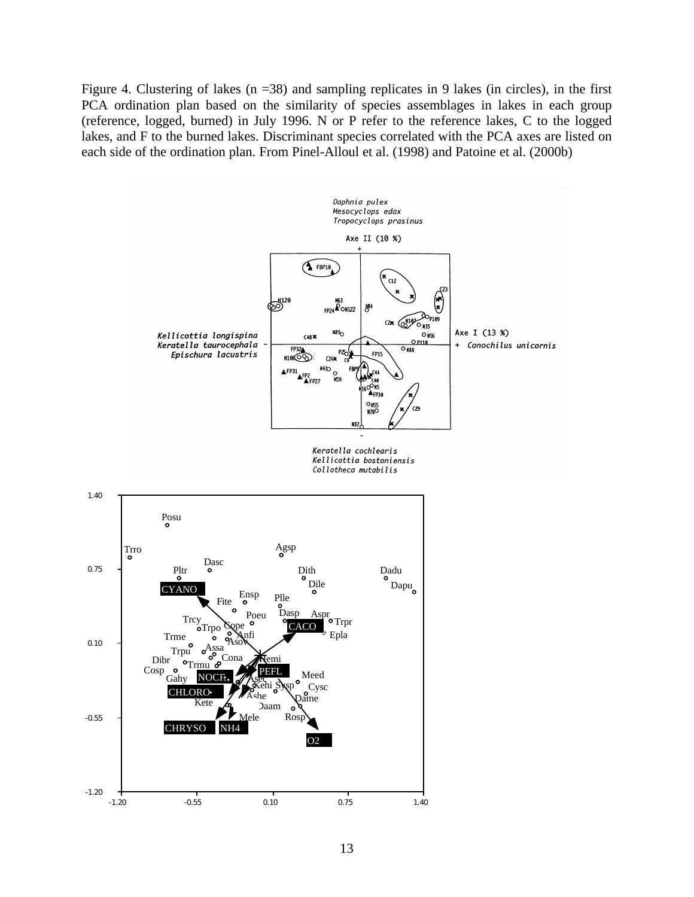Figure 4. Clustering of lakes (n =38) and sampling replicates in 9 lakes (in circles), in the first PCA ordination plan based on the similarity of species assemblages in lakes in each group (reference, logged, burned) in July 1996. N or P refer to the reference lakes, C to the logged lakes, and F to the burned lakes. Discriminant species correlated with the PCA axes are listed on each side of the ordination plan. From Pinel-Alloul et al. (1998) and Patoine et al. (2000b)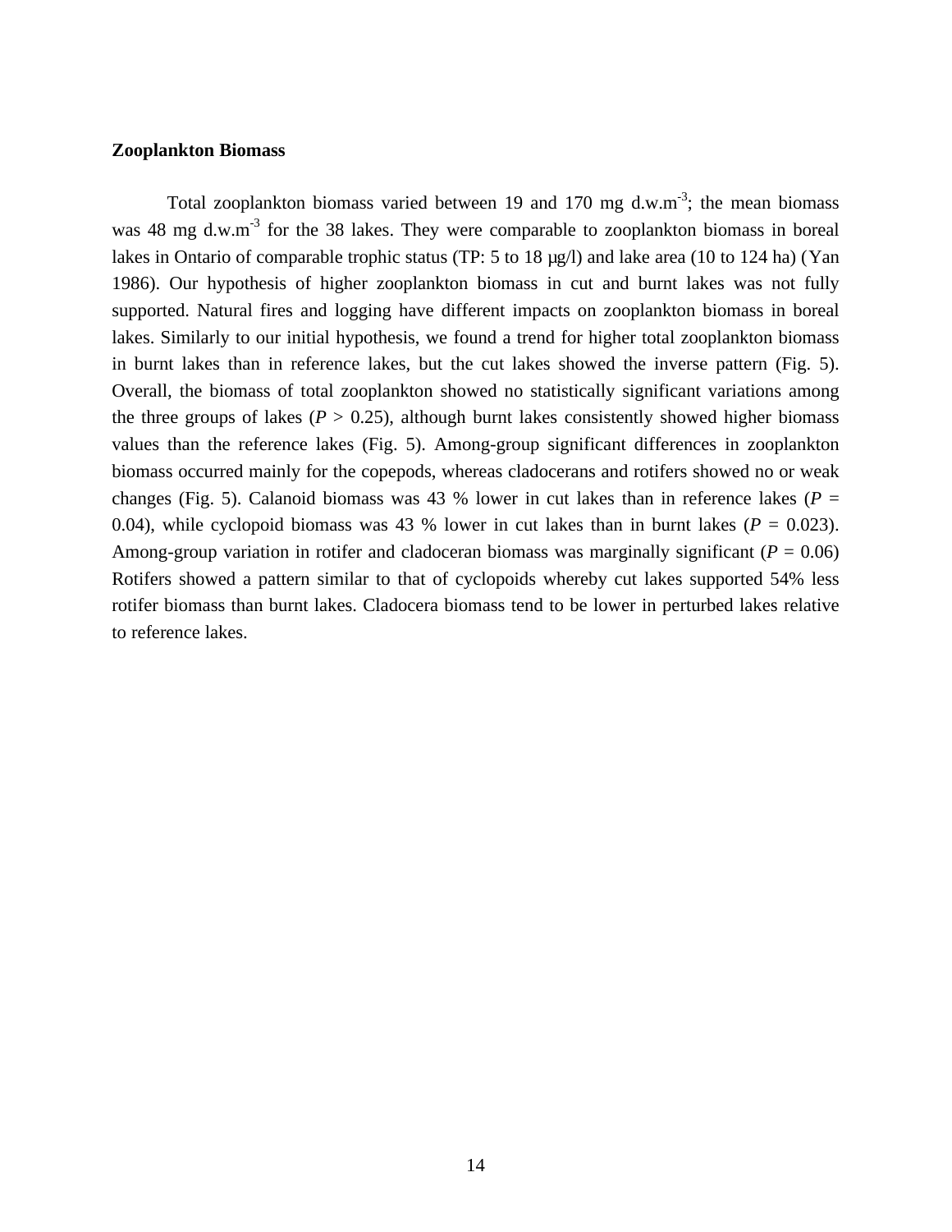**Zooplankton Biomass**

Total zooplankton biomass varied between 19 and 170 mg d.w.m$^{-3}$; the mean biomass was 48 mg d.w.m$^{-3}$ for the 38 lakes. They were comparable to zooplankton biomass in boreal lakes in Ontario of comparable trophic status (TP: 5 to 18 µg/l) and lake area (10 to 124 ha) (Yan 1986). Our hypothesis of higher zooplankton biomass in cut and burnt lakes was not fully supported. Natural fires and logging have different impacts on zooplankton biomass in boreal lakes. Similarly to our initial hypothesis, we found a trend for higher total zooplankton biomass in burnt lakes than in reference lakes, but the cut lakes showed the inverse pattern (Fig. 5). Overall, the biomass of total zooplankton showed no statistically significant variations among the three groups of lakes ($P > 0.25$), although burnt lakes consistently showed higher biomass values than the reference lakes (Fig. 5). Among-group significant differences in zooplankton biomass occurred mainly for the copepods, whereas cladocerans and rotifers showed no or weak changes (Fig. 5). Calanoid biomass was 43 % lower in cut lakes than in reference lakes ($P = 0.04$), while cyclopoid biomass was 43 % lower in cut lakes than in burnt lakes ($P = 0.023$). Among-group variation in rotifer and cladoceran biomass was marginally significant ($P = 0.06$) Rotifers showed a pattern similar to that of cyclopoids whereby cut lakes supported 54% less rotifer biomass than burnt lakes. Cladocera biomass tend to be lower in perturbed lakes relative to reference lakes.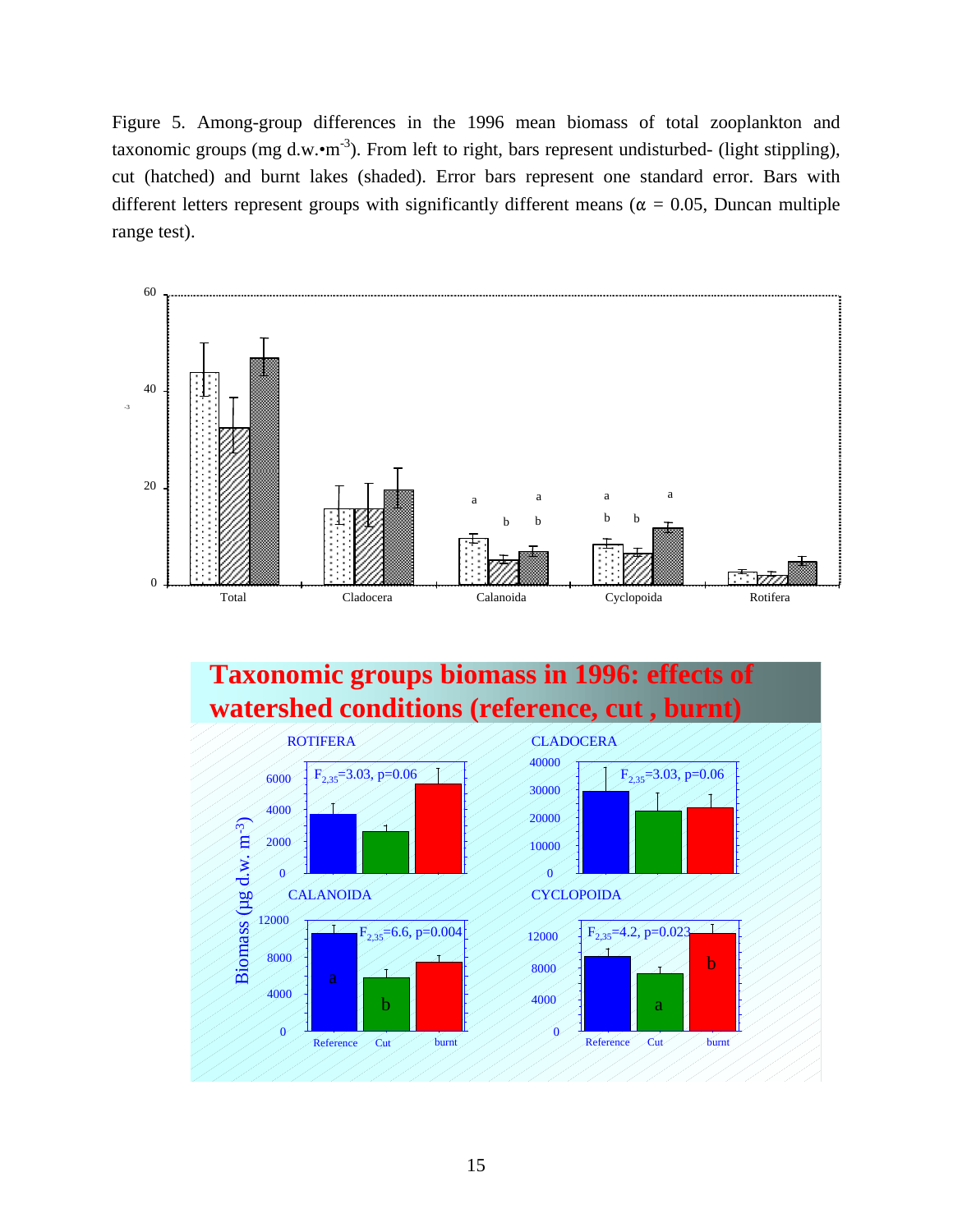Figure 5. Among-group differences in the 1996 mean biomass of total zooplankton and taxonomic groups (mg d.w.•m$^{-3}$). From left to right, bars represent undisturbed- (light stippling), cut (hatched) and burnt lakes (shaded). Error bars represent one standard error. Bars with different letters represent groups with significantly different means ($\alpha$ = 0.05, Duncan multiple range test).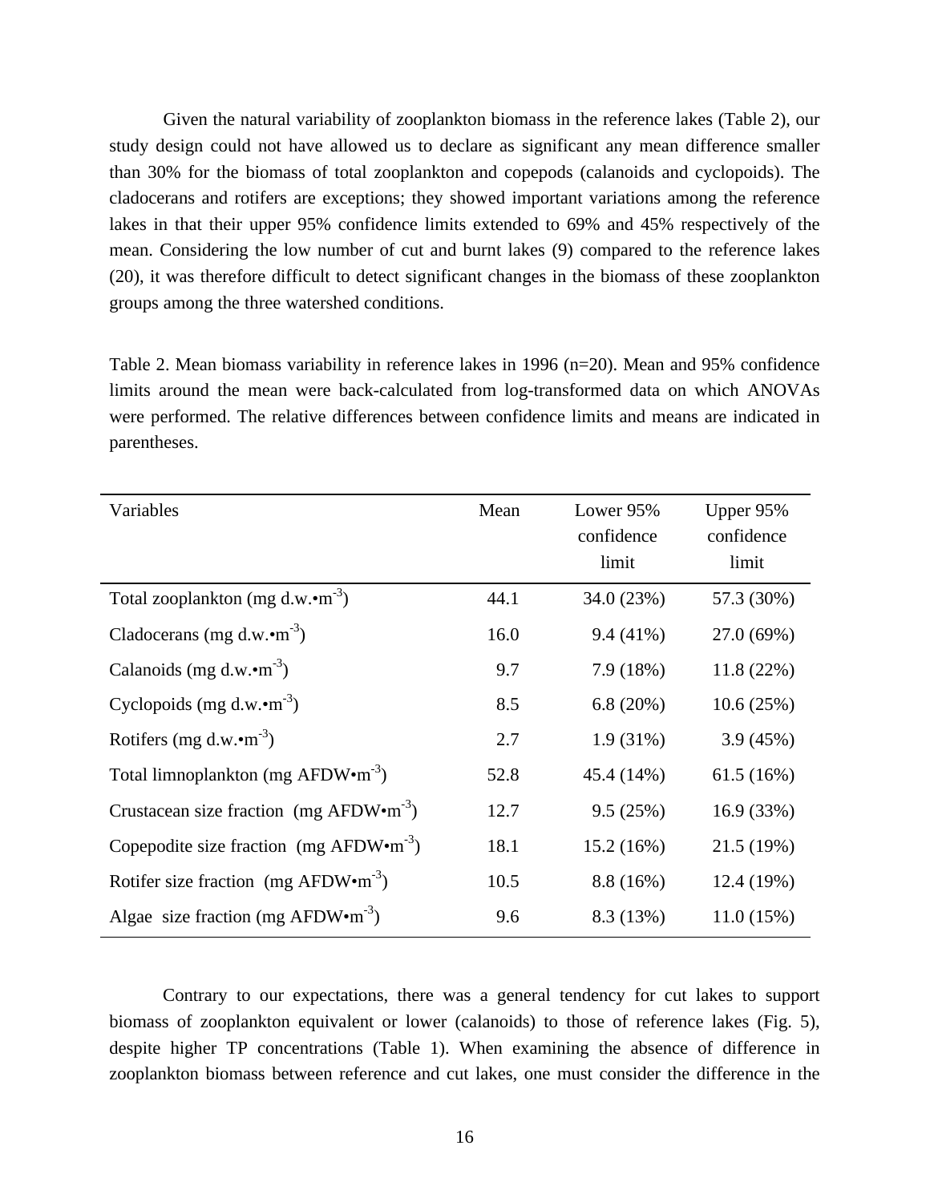Given the natural variability of zooplankton biomass in the reference lakes (Table 2), our study design could not have allowed us to declare as significant any mean difference smaller than 30% for the biomass of total zooplankton and copepods (calanoids and cyclopoids). The cladocerans and rotifers are exceptions; they showed important variations among the reference lakes in that their upper 95% confidence limits extended to 69% and 45% respectively of the mean. Considering the low number of cut and burnt lakes (9) compared to the reference lakes (20), it was therefore difficult to detect significant changes in the biomass of these zooplankton groups among the three watershed conditions.

Table 2. Mean biomass variability in reference lakes in 1996 (n=20). Mean and 95% confidence limits around the mean were back-calculated from log-transformed data on which ANOVAs were performed. The relative differences between confidence limits and means are indicated in parentheses.

| Variables | Mean | Lower 95% confidence limit | Upper 95% confidence limit |
|---|---|---|---|
| Total zooplankton (mg d.w.•m$^{-3}$) | 44.1 | 34.0 (23%) | 57.3 (30%) |
| Cladocerans (mg d.w.•m$^{-3}$) | 16.0 | 9.4 (41%) | 27.0 (69%) |
| Calanoids (mg d.w.•m$^{-3}$) | 9.7 | 7.9 (18%) | 11.8 (22%) |
| Cyclopoids (mg d.w.•m$^{-3}$) | 8.5 | 6.8 (20%) | 10.6 (25%) |
| Rotifers (mg d.w.•m$^{-3}$) | 2.7 | 1.9 (31%) | 3.9 (45%) |
| Total limnoplankton (mg AFDW•m$^{-3}$) | 52.8 | 45.4 (14%) | 61.5 (16%) |
| Crustacean size fraction (mg AFDW•m$^{-3}$) | 12.7 | 9.5 (25%) | 16.9 (33%) |
| Copepodite size fraction (mg AFDW•m$^{-3}$) | 18.1 | 15.2 (16%) | 21.5 (19%) |
| Rotifer size fraction (mg AFDW•m$^{-3}$) | 10.5 | 8.8 (16%) | 12.4 (19%) |
| Algae size fraction (mg AFDW•m$^{-3}$) | 9.6 | 8.3 (13%) | 11.0 (15%) |

Contrary to our expectations, there was a general tendency for cut lakes to support biomass of zooplankton equivalent or lower (calanoids) to those of reference lakes (Fig. 5), despite higher TP concentrations (Table 1). When examining the absence of difference in zooplankton biomass between reference and cut lakes, one must consider the difference in the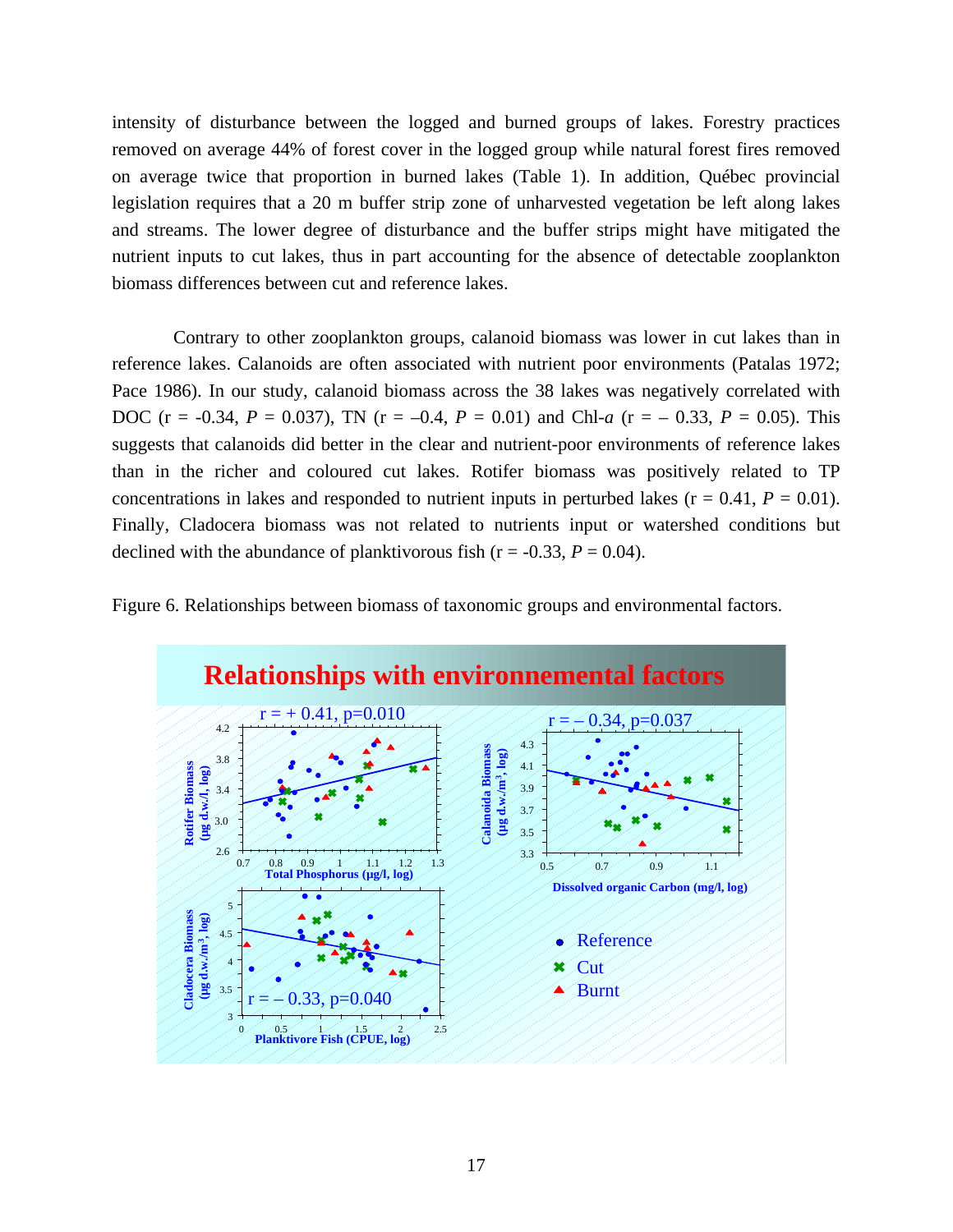intensity of disturbance between the logged and burned groups of lakes. Forestry practices removed on average 44% of forest cover in the logged group while natural forest fires removed on average twice that proportion in burned lakes (Table 1). In addition, Québec provincial legislation requires that a 20 m buffer strip zone of unharvested vegetation be left along lakes and streams. The lower degree of disturbance and the buffer strips might have mitigated the nutrient inputs to cut lakes, thus in part accounting for the absence of detectable zooplankton biomass differences between cut and reference lakes.

Contrary to other zooplankton groups, calanoid biomass was lower in cut lakes than in reference lakes. Calanoids are often associated with nutrient poor environments (Patalas 1972; Pace 1986). In our study, calanoid biomass across the 38 lakes was negatively correlated with DOC ($r = -0.34$, $P = 0.037$), TN ($r = -0.4$, $P = 0.01$) and Chl-*a* ($r = -0.33$, $P = 0.05$). This suggests that calanoids did better in the clear and nutrient-poor environments of reference lakes than in the richer and coloured cut lakes. Rotifer biomass was positively related to TP concentrations in lakes and responded to nutrient inputs in perturbed lakes ($r = 0.41$, $P = 0.01$). Finally, Cladocera biomass was not related to nutrients input or watershed conditions but declined with the abundance of planktivorous fish ($r = -0.33$, $P = 0.04$).

Figure 6. Relationships between biomass of taxonomic groups and environmental factors.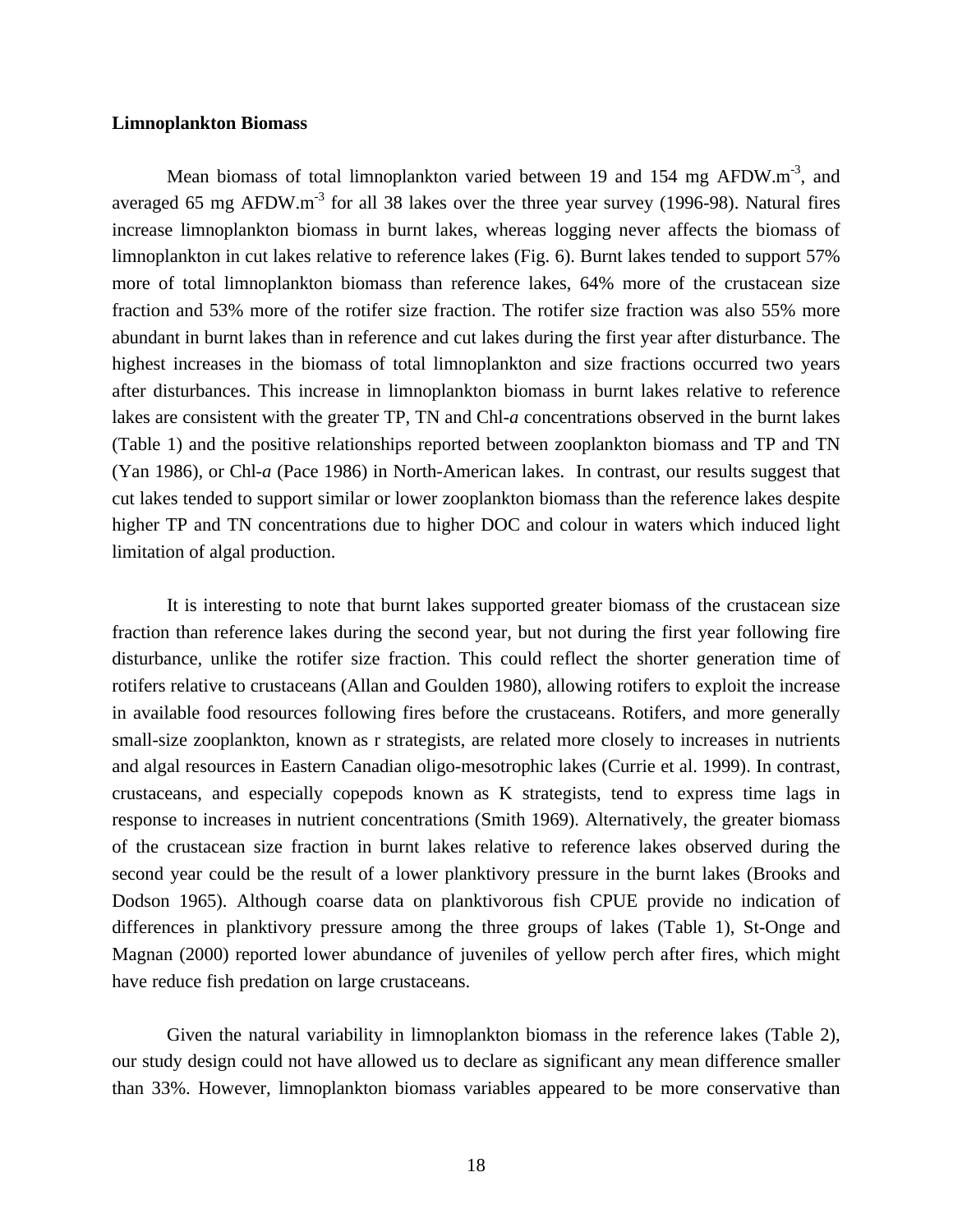**Limnoplankton Biomass**

Mean biomass of total limnoplankton varied between 19 and 154 mg AFDW.m$^{-3}$, and averaged 65 mg AFDW.m$^{-3}$ for all 38 lakes over the three year survey (1996-98). Natural fires increase limnoplankton biomass in burnt lakes, whereas logging never affects the biomass of limnoplankton in cut lakes relative to reference lakes (Fig. 6). Burnt lakes tended to support 57% more of total limnoplankton biomass than reference lakes, 64% more of the crustacean size fraction and 53% more of the rotifer size fraction. The rotifer size fraction was also 55% more abundant in burnt lakes than in reference and cut lakes during the first year after disturbance. The highest increases in the biomass of total limnoplankton and size fractions occurred two years after disturbances. This increase in limnoplankton biomass in burnt lakes relative to reference lakes are consistent with the greater TP, TN and Chl-*a* concentrations observed in the burnt lakes (Table 1) and the positive relationships reported between zooplankton biomass and TP and TN (Yan 1986), or Chl-*a* (Pace 1986) in North-American lakes. In contrast, our results suggest that cut lakes tended to support similar or lower zooplankton biomass than the reference lakes despite higher TP and TN concentrations due to higher DOC and colour in waters which induced light limitation of algal production.

It is interesting to note that burnt lakes supported greater biomass of the crustacean size fraction than reference lakes during the second year, but not during the first year following fire disturbance, unlike the rotifer size fraction. This could reflect the shorter generation time of rotifers relative to crustaceans (Allan and Goulden 1980), allowing rotifers to exploit the increase in available food resources following fires before the crustaceans. Rotifers, and more generally small-size zooplankton, known as r strategists, are related more closely to increases in nutrients and algal resources in Eastern Canadian oligo-mesotrophic lakes (Currie et al. 1999). In contrast, crustaceans, and especially copepods known as K strategists, tend to express time lags in response to increases in nutrient concentrations (Smith 1969). Alternatively, the greater biomass of the crustacean size fraction in burnt lakes relative to reference lakes observed during the second year could be the result of a lower planktivory pressure in the burnt lakes (Brooks and Dodson 1965). Although coarse data on planktivorous fish CPUE provide no indication of differences in planktivory pressure among the three groups of lakes (Table 1), St-Onge and Magnan (2000) reported lower abundance of juveniles of yellow perch after fires, which might have reduce fish predation on large crustaceans.

Given the natural variability in limnoplankton biomass in the reference lakes (Table 2), our study design could not have allowed us to declare as significant any mean difference smaller than 33%. However, limnoplankton biomass variables appeared to be more conservative than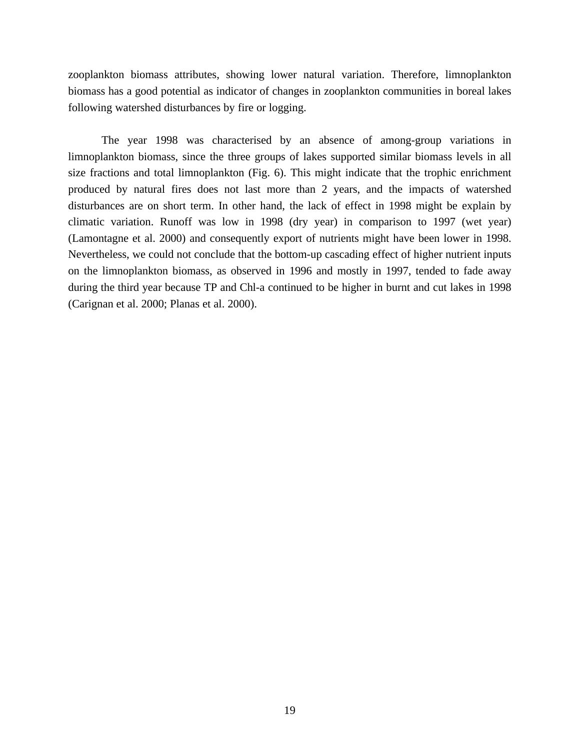zooplankton biomass attributes, showing lower natural variation. Therefore, limnoplankton biomass has a good potential as indicator of changes in zooplankton communities in boreal lakes following watershed disturbances by fire or logging.

The year 1998 was characterised by an absence of among-group variations in limnoplankton biomass, since the three groups of lakes supported similar biomass levels in all size fractions and total limnoplankton (Fig. 6). This might indicate that the trophic enrichment produced by natural fires does not last more than 2 years, and the impacts of watershed disturbances are on short term. In other hand, the lack of effect in 1998 might be explain by climatic variation. Runoff was low in 1998 (dry year) in comparison to 1997 (wet year) (Lamontagne et al. 2000) and consequently export of nutrients might have been lower in 1998. Nevertheless, we could not conclude that the bottom-up cascading effect of higher nutrient inputs on the limnoplankton biomass, as observed in 1996 and mostly in 1997, tended to fade away during the third year because TP and Chl-a continued to be higher in burnt and cut lakes in 1998 (Carignan et al. 2000; Planas et al. 2000).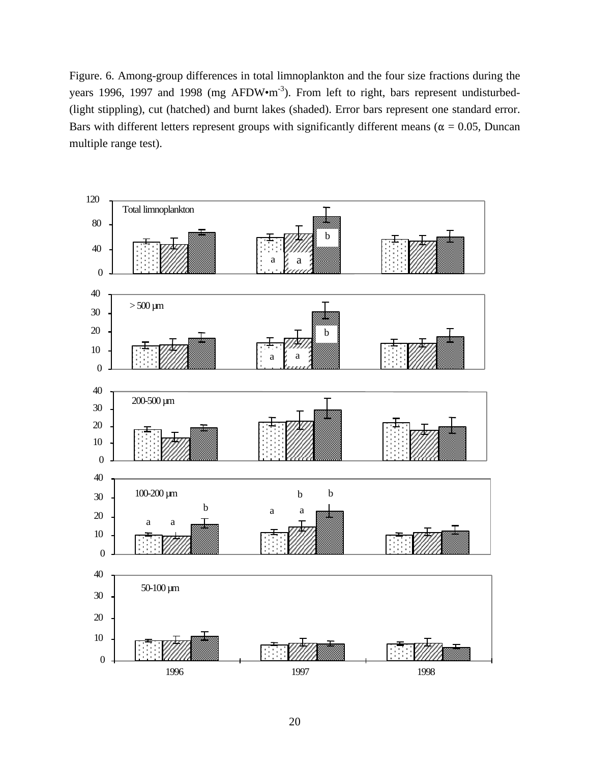Figure. 6. Among-group differences in total limnoplankton and the four size fractions during the years 1996, 1997 and 1998 (mg AFDW•m$^{-3}$). From left to right, bars represent undisturbed- (light stippling), cut (hatched) and burnt lakes (shaded). Error bars represent one standard error. Bars with different letters represent groups with significantly different means ($\alpha$ = 0.05, Duncan multiple range test).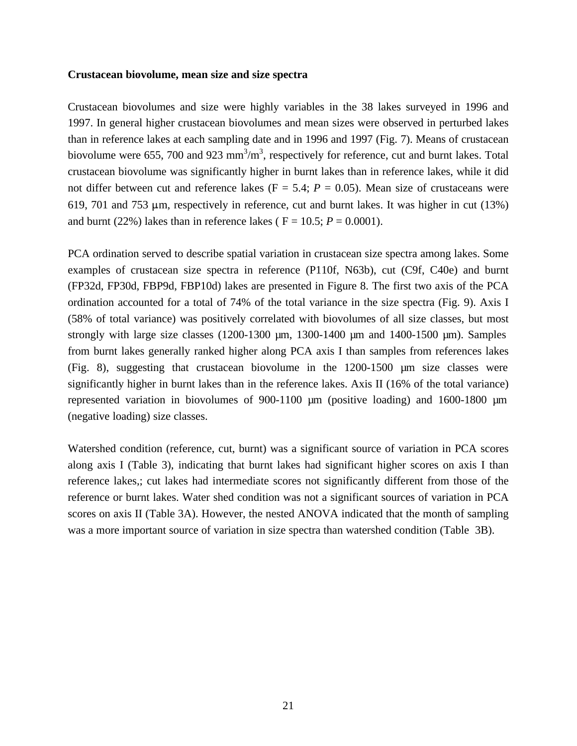**Crustacean biovolume, mean size and size spectra**

Crustacean biovolumes and size were highly variables in the 38 lakes surveyed in 1996 and 1997. In general higher crustacean biovolumes and mean sizes were observed in perturbed lakes than in reference lakes at each sampling date and in 1996 and 1997 (Fig. 7). Means of crustacean biovolume were 655, 700 and 923 $mm^3/m^3$, respectively for reference, cut and burnt lakes. Total crustacean biovolume was significantly higher in burnt lakes than in reference lakes, while it did not differ between cut and reference lakes ($F = 5.4$; $P = 0.05$). Mean size of crustaceans were 619, 701 and 753 µm, respectively in reference, cut and burnt lakes. It was higher in cut (13%) and burnt (22%) lakes than in reference lakes ( $F = 10.5$; $P = 0.0001$).

PCA ordination served to describe spatial variation in crustacean size spectra among lakes. Some examples of crustacean size spectra in reference (P110f, N63b), cut (C9f, C40e) and burnt (FP32d, FP30d, FBP9d, FBP10d) lakes are presented in Figure 8. The first two axis of the PCA ordination accounted for a total of 74% of the total variance in the size spectra (Fig. 9). Axis I (58% of total variance) was positively correlated with biovolumes of all size classes, but most strongly with large size classes (1200-1300 µm, 1300-1400 µm and 1400-1500 µm). Samples from burnt lakes generally ranked higher along PCA axis I than samples from references lakes (Fig. 8), suggesting that crustacean biovolume in the 1200-1500 µm size classes were significantly higher in burnt lakes than in the reference lakes. Axis II (16% of the total variance) represented variation in biovolumes of 900-1100 µm (positive loading) and 1600-1800 µm (negative loading) size classes.

Watershed condition (reference, cut, burnt) was a significant source of variation in PCA scores along axis I (Table 3), indicating that burnt lakes had significant higher scores on axis I than reference lakes,; cut lakes had intermediate scores not significantly different from those of the reference or burnt lakes. Water shed condition was not a significant sources of variation in PCA scores on axis II (Table 3A). However, the nested ANOVA indicated that the month of sampling was a more important source of variation in size spectra than watershed condition (Table 3B).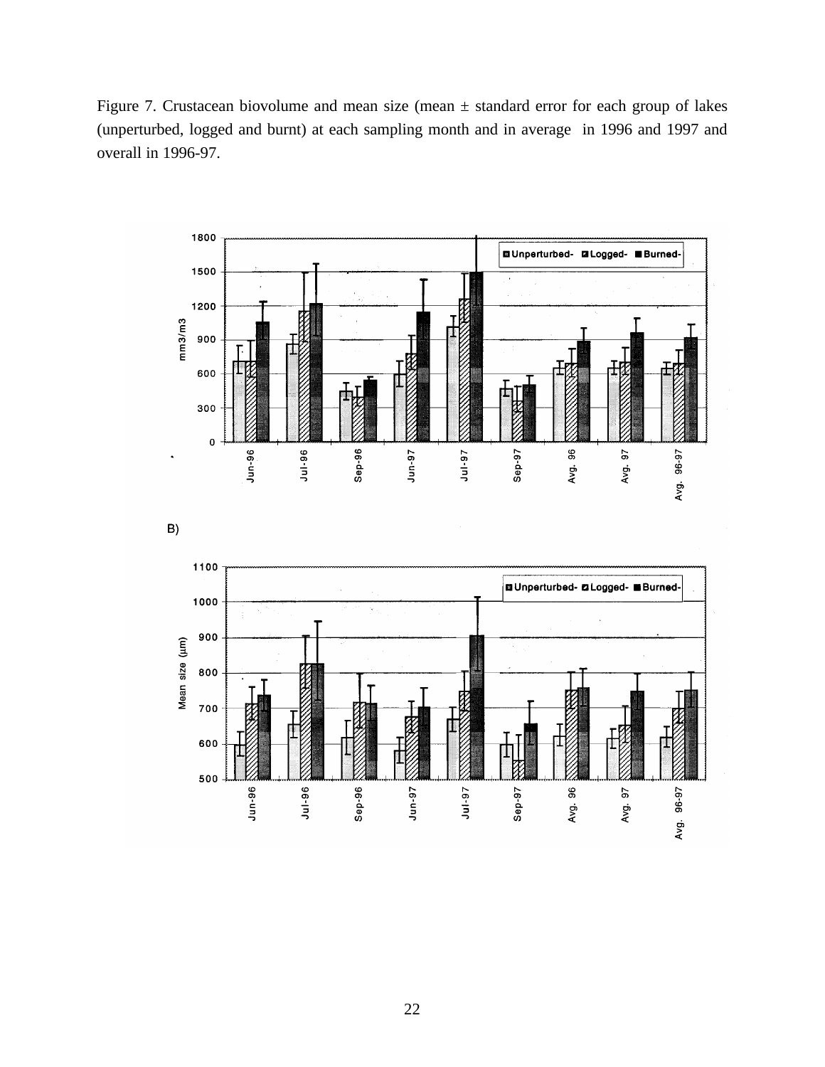Figure 7. Crustacean biovolume and mean size (mean ± standard error for each group of lakes (unperturbed, logged and burnt) at each sampling month and in average in 1996 and 1997 and overall in 1996-97.

B)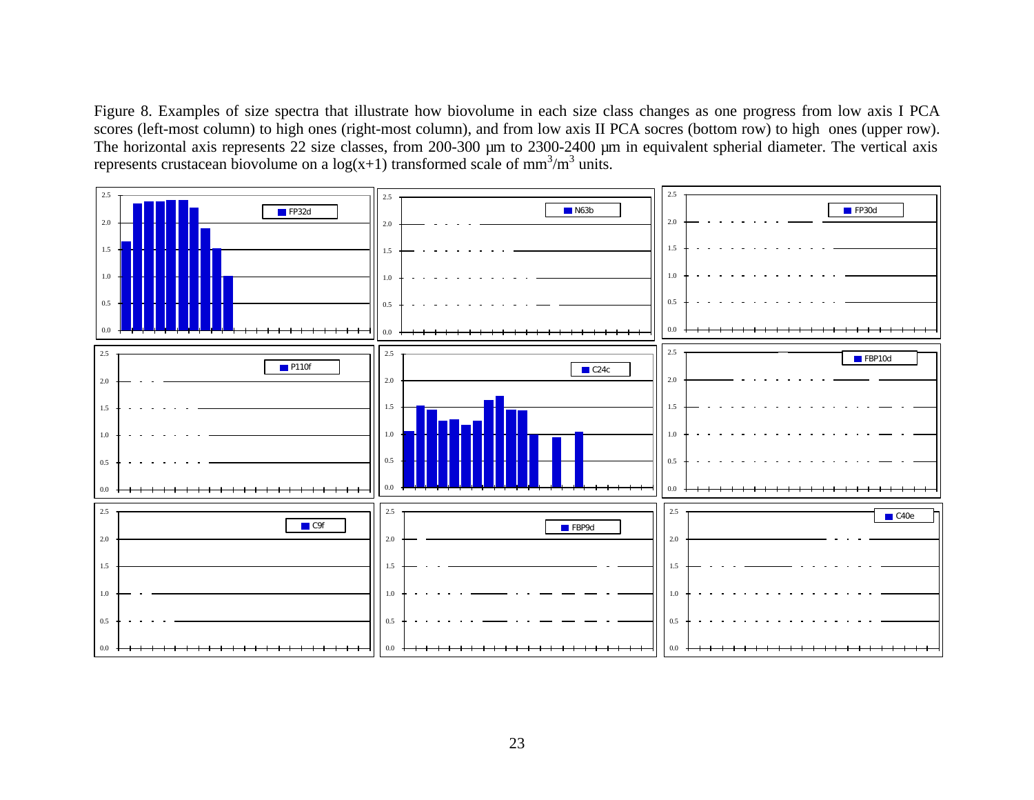Figure 8. Examples of size spectra that illustrate how biovolume in each size class changes as one progress from low axis I PCA scores (left-most column) to high ones (right-most column), and from low axis II PCA socres (bottom row) to high ones (upper row). The horizontal axis represents 22 size classes, from 200-300 µm to 2300-2400 µm in equivalent spherial diameter. The vertical axis represents crustacean biovolume on a log(x+1) transformed scale of $mm^3/m^3$ units.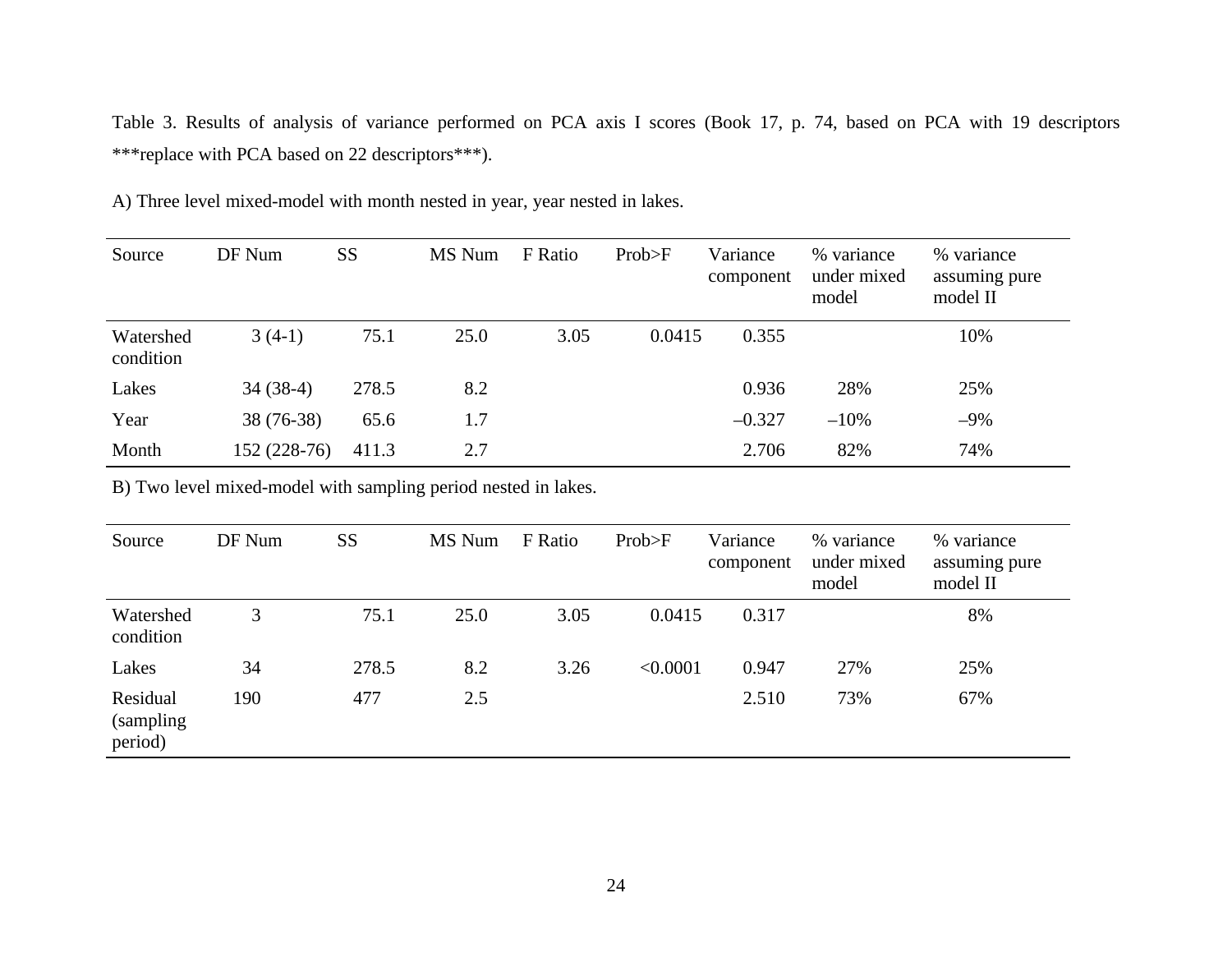Table 3. Results of analysis of variance performed on PCA axis I scores (Book 17, p. 74, based on PCA with 19 descriptors ***replace with PCA based on 22 descriptors***).

A) Three level mixed-model with month nested in year, year nested in lakes.

| Source | DF Num | SS | MS Num | F Ratio | Prob>F | Variance component | % variance under mixed model | % variance assuming pure model II |
|---|---|---|---|---|---|---|---|---|
| Watershed condition | 3 (4-1) | 75.1 | 25.0 | 3.05 | 0.0415 | 0.355 | | 10% |
| Lakes | 34 (38-4) | 278.5 | 8.2 | | | 0.936 | 28% | 25% |
| Year | 38 (76-38) | 65.6 | 1.7 | | | –0.327 | –10% | –9% |
| Month | 152 (228-76) | 411.3 | 2.7 | | | 2.706 | 82% | 74% |

B) Two level mixed-model with sampling period nested in lakes.

| Source | DF Num | SS | MS Num | F Ratio | Prob>F | Variance component | % variance under mixed model | % variance assuming pure model II |
|---|---|---|---|---|---|---|---|---|
| Watershed condition | 3 | 75.1 | 25.0 | 3.05 | 0.0415 | 0.317 | | 8% |
| Lakes | 34 | 278.5 | 8.2 | 3.26 | <0.0001 | 0.947 | 27% | 25% |
| Residual (sampling period) | 190 | 477 | 2.5 | | | 2.510 | 73% | 67% |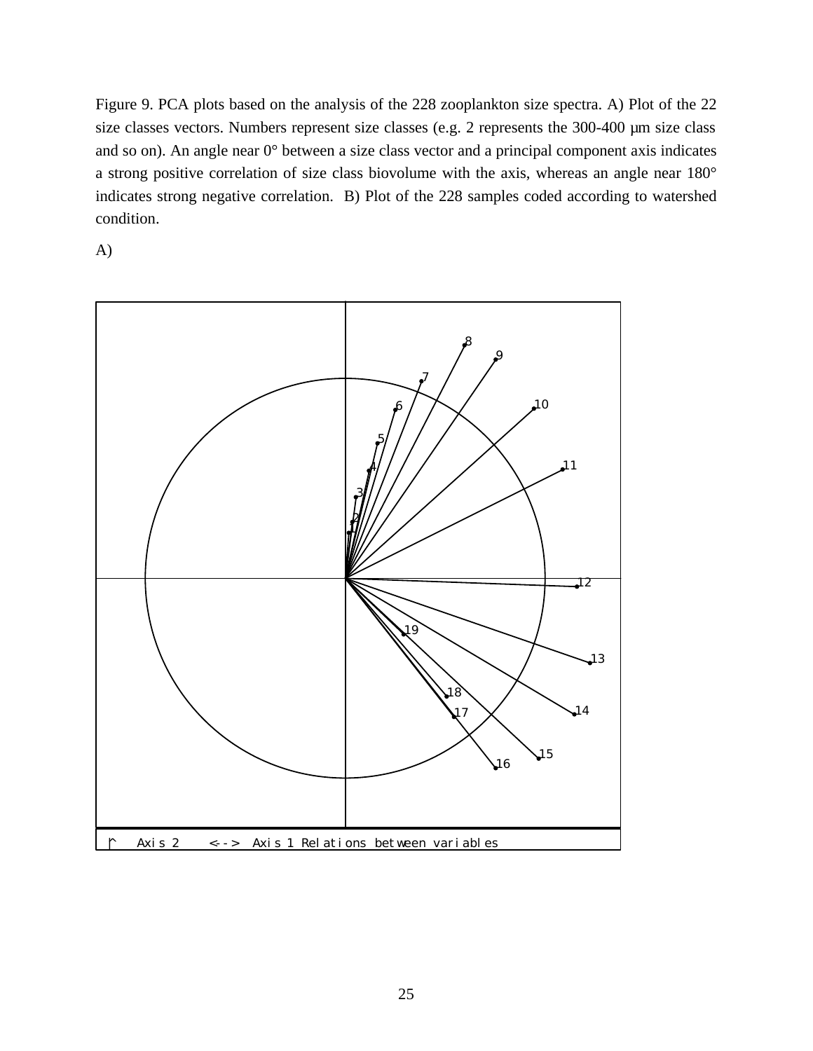Figure 9. PCA plots based on the analysis of the 228 zooplankton size spectra. A) Plot of the 22 size classes vectors. Numbers represent size classes (e.g. 2 represents the 300-400 µm size class and so on). An angle near 0° between a size class vector and a principal component axis indicates a strong positive correlation of size class biovolume with the axis, whereas an angle near 180° indicates strong negative correlation. B) Plot of the 228 samples coded according to watershed condition.

A)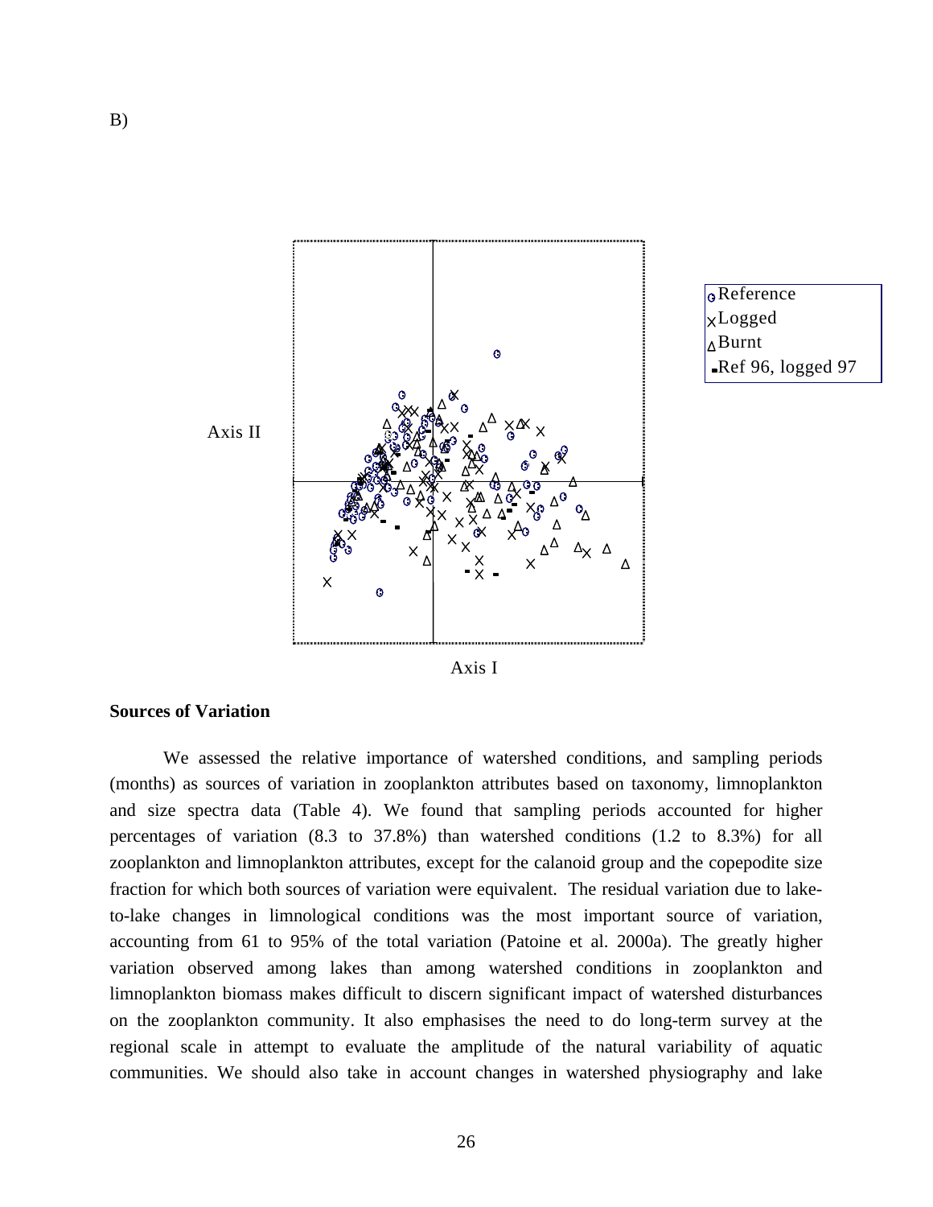B)

Axis II

Axis I

Reference
Logged
Burnt
Ref 96, logged 97

**Sources of Variation**

We assessed the relative importance of watershed conditions, and sampling periods (months) as sources of variation in zooplankton attributes based on taxonomy, limnoplankton and size spectra data (Table 4). We found that sampling periods accounted for higher percentages of variation (8.3 to 37.8%) than watershed conditions (1.2 to 8.3%) for all zooplankton and limnoplankton attributes, except for the calanoid group and the copepodite size fraction for which both sources of variation were equivalent. The residual variation due to lake-to-lake changes in limnological conditions was the most important source of variation, accounting from 61 to 95% of the total variation (Patoine et al. 2000a). The greatly higher variation observed among lakes than among watershed conditions in zooplankton and limnoplankton biomass makes difficult to discern significant impact of watershed disturbances on the zooplankton community. It also emphasises the need to do long-term survey at the regional scale in attempt to evaluate the amplitude of the natural variability of aquatic communities. We should also take in account changes in watershed physiography and lake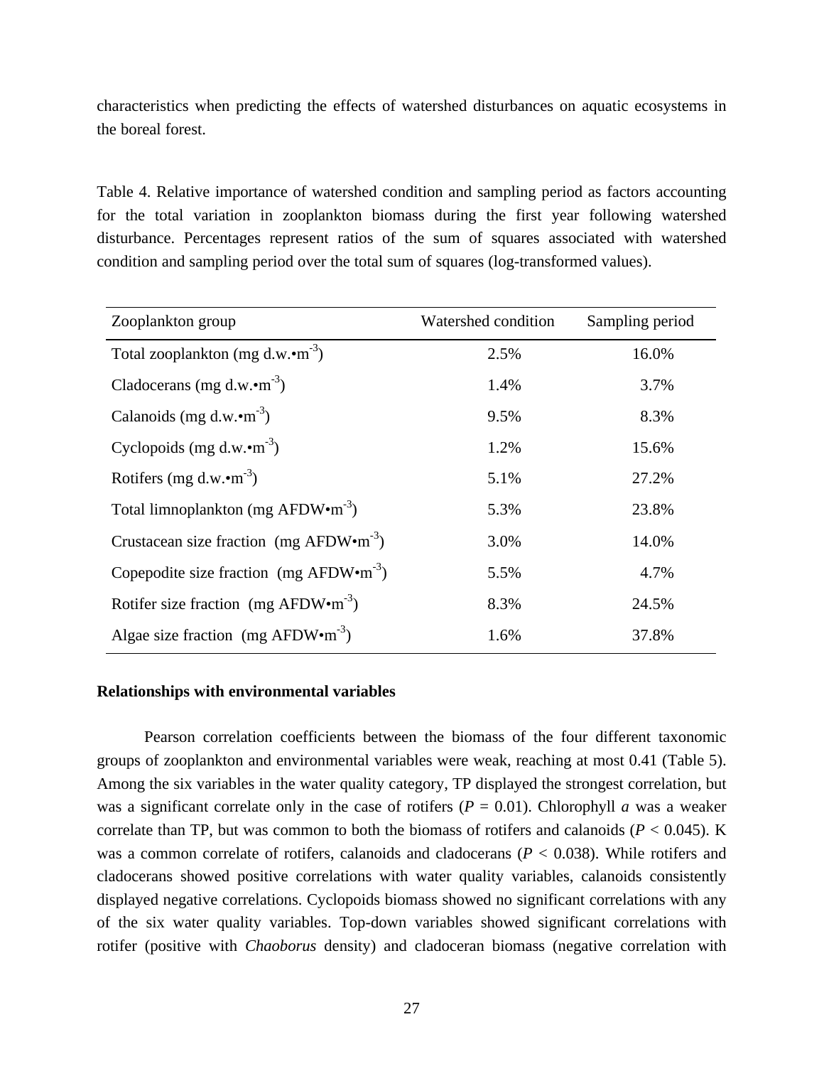characteristics when predicting the effects of watershed disturbances on aquatic ecosystems in the boreal forest.

Table 4. Relative importance of watershed condition and sampling period as factors accounting for the total variation in zooplankton biomass during the first year following watershed disturbance. Percentages represent ratios of the sum of squares associated with watershed condition and sampling period over the total sum of squares (log-transformed values).

| Zooplankton group | Watershed condition | Sampling period |
|---|---|---|
| Total zooplankton (mg d.w.•m$^{-3}$) | 2.5% | 16.0% |
| Cladocerans (mg d.w.•m$^{-3}$) | 1.4% | 3.7% |
| Calanoids (mg d.w.•m$^{-3}$) | 9.5% | 8.3% |
| Cyclopoids (mg d.w.•m$^{-3}$) | 1.2% | 15.6% |
| Rotifers (mg d.w.•m$^{-3}$) | 5.1% | 27.2% |
| Total limnoplankton (mg AFDW•m$^{-3}$) | 5.3% | 23.8% |
| Crustacean size fraction (mg AFDW•m$^{-3}$) | 3.0% | 14.0% |
| Copepodite size fraction (mg AFDW•m$^{-3}$) | 5.5% | 4.7% |
| Rotifer size fraction (mg AFDW•m$^{-3}$) | 8.3% | 24.5% |
| Algae size fraction (mg AFDW•m$^{-3}$) | 1.6% | 37.8% |

**Relationships with environmental variables**

Pearson correlation coefficients between the biomass of the four different taxonomic groups of zooplankton and environmental variables were weak, reaching at most 0.41 (Table 5). Among the six variables in the water quality category, TP displayed the strongest correlation, but was a significant correlate only in the case of rotifers ($P$ = 0.01). Chlorophyll *a* was a weaker correlate than TP, but was common to both the biomass of rotifers and calanoids ($P$ < 0.045). K was a common correlate of rotifers, calanoids and cladocerans ($P$ < 0.038). While rotifers and cladocerans showed positive correlations with water quality variables, calanoids consistently displayed negative correlations. Cyclopoids biomass showed no significant correlations with any of the six water quality variables. Top-down variables showed significant correlations with rotifer (positive with *Chaoborus* density) and cladoceran biomass (negative correlation with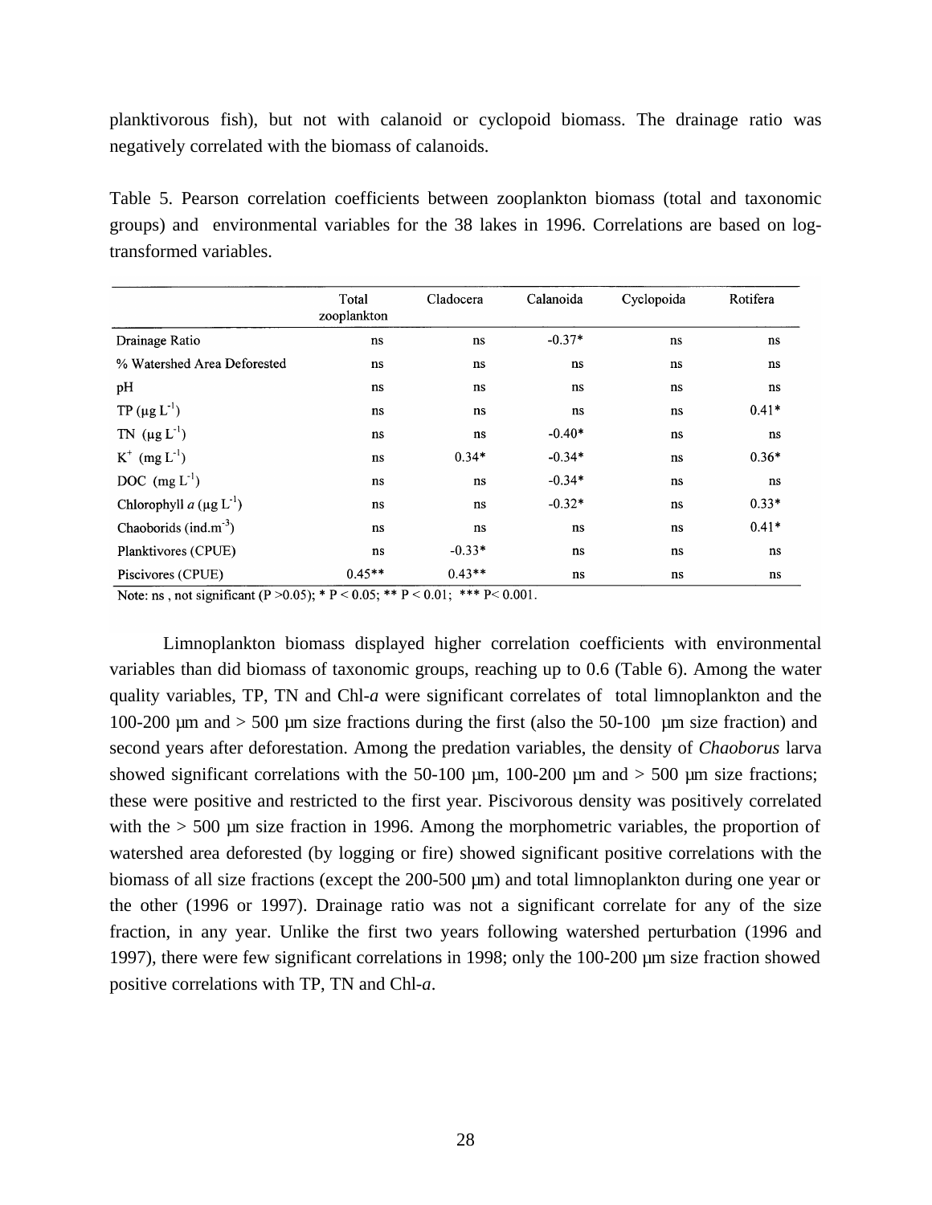planktivorous fish), but not with calanoid or cyclopoid biomass. The drainage ratio was negatively correlated with the biomass of calanoids.

Table 5. Pearson correlation coefficients between zooplankton biomass (total and taxonomic groups) and environmental variables for the 38 lakes in 1996. Correlations are based on log-transformed variables.

| | Total zooplankton | Cladocera | Calanoida | Cyclopoida | Rotifera |
|---|---|---|---|---|---|
| Drainage Ratio | ns | ns | -0.37* | ns | ns |
| % Watershed Area Deforested | ns | ns | ns | ns | ns |
| pH | ns | ns | ns | ns | ns |
| TP ($\mu g\ L^{-1}$) | ns | ns | ns | ns | 0.41* |
| TN ($\mu g\ L^{-1}$) | ns | ns | -0.40* | ns | ns |
| $K^+$ ($mg\ L^{-1}$) | ns | 0.34* | -0.34* | ns | 0.36* |
| DOC ($mg\ L^{-1}$) | ns | ns | -0.34* | ns | ns |
| Chlorophyll *a* ($\mu g\ L^{-1}$) | ns | ns | -0.32* | ns | 0.33* |
| Chaoborids ($ind.m^{-3}$) | ns | ns | ns | ns | 0.41* |
| Planktivores (CPUE) | ns | -0.33* | ns | ns | ns |
| Piscivores (CPUE) | 0.45** | 0.43** | ns | ns | ns |

Note: ns , not significant ($P > 0.05$); * $P < 0.05$; ** $P < 0.01$; *** $P < 0.001$.

Limnoplankton biomass displayed higher correlation coefficients with environmental variables than did biomass of taxonomic groups, reaching up to 0.6 (Table 6). Among the water quality variables, TP, TN and Chl-*a* were significant correlates of total limnoplankton and the 100-200 µm and > 500 µm size fractions during the first (also the 50-100 µm size fraction) and second years after deforestation. Among the predation variables, the density of *Chaoborus* larva showed significant correlations with the 50-100 µm, 100-200 µm and > 500 µm size fractions; these were positive and restricted to the first year. Piscivorous density was positively correlated with the > 500 µm size fraction in 1996. Among the morphometric variables, the proportion of watershed area deforested (by logging or fire) showed significant positive correlations with the biomass of all size fractions (except the 200-500 µm) and total limnoplankton during one year or the other (1996 or 1997). Drainage ratio was not a significant correlate for any of the size fraction, in any year. Unlike the first two years following watershed perturbation (1996 and 1997), there were few significant correlations in 1998; only the 100-200 µm size fraction showed positive correlations with TP, TN and Chl-*a*.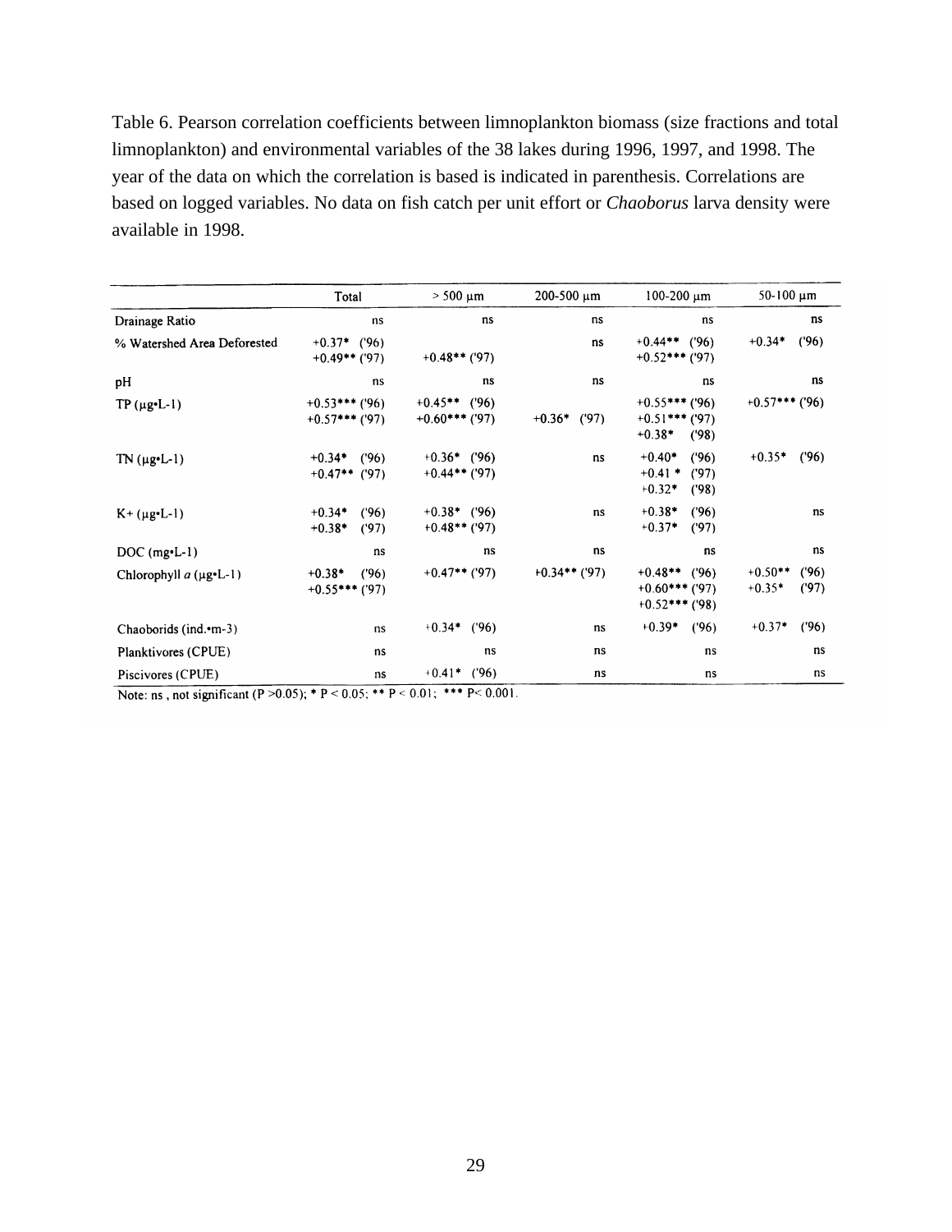Table 6. Pearson correlation coefficients between limnoplankton biomass (size fractions and total limnoplankton) and environmental variables of the 38 lakes during 1996, 1997, and 1998. The year of the data on which the correlation is based is indicated in parenthesis. Correlations are based on logged variables. No data on fish catch per unit effort or *Chaoborus* larva density were available in 1998.

| | Total | > 500 µm | 200-500 µm | 100-200 µm | 50-100 µm |
|---|---|---|---|---|---|
| Drainage Ratio | ns | ns | ns | ns | ns |
| % Watershed Area Deforested | +0.37* ('96)<br>+0.49** ('97) | +0.48** ('97) | ns | +0.44** ('96)<br>+0.52*** ('97) | +0.34* ('96) |
| pH | ns | ns | ns | ns | ns |
| TP (µg•L-1) | +0.53*** ('96)<br>+0.57*** ('97) | +0.45** ('96)<br>+0.60*** ('97) | +0.36* ('97) | +0.55*** ('96)<br>+0.51*** ('97)<br>+0.38* ('98) | +0.57*** ('96) |
| TN (µg•L-1) | +0.34* ('96)<br>+0.47** ('97) | +0.36* ('96)<br>+0.44** ('97) | ns | +0.40* ('96)<br>+0.41 * ('97)<br>+0.32* ('98) | +0.35* ('96) |
| K+ (µg•L-1) | +0.34* ('96)<br>+0.38* ('97) | +0.38* ('96)<br>+0.48** ('97) | ns | +0.38* ('96)<br>+0.37* ('97) | ns |
| DOC (mg•L-1) | ns | ns | ns | ns | ns |
| Chlorophyll *a* (µg•L-1) | +0.38* ('96)<br>+0.55*** ('97) | +0.47** ('97) | +0.34** ('97) | +0.48** ('96)<br>+0.60*** ('97)<br>+0.52*** ('98) | +0.50** ('96)<br>+0.35* ('97) |
| Chaoborids (ind.•m-3) | ns | +0.34* ('96) | ns | +0.39* ('96) | +0.37* ('96) |
| Planktivores (CPUE) | ns | ns | ns | ns | ns |
| Piscivores (CPUE) | ns | +0.41* ('96) | ns | ns | ns |

Note: ns , not significant ($P > 0.05$); * $P < 0.05$; ** $P < 0.01$; *** $P < 0.001$.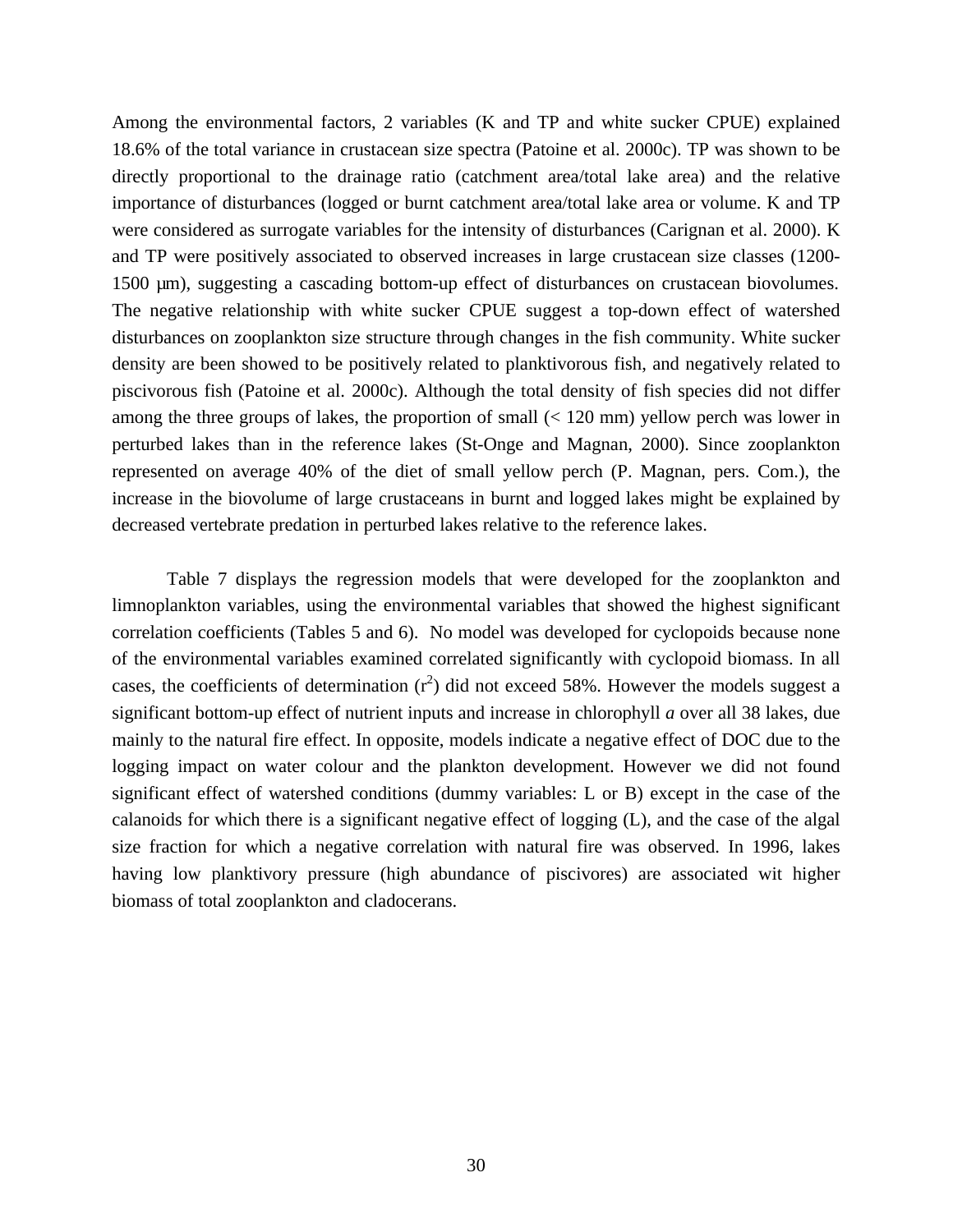Among the environmental factors, 2 variables (K and TP and white sucker CPUE) explained 18.6% of the total variance in crustacean size spectra (Patoine et al. 2000c). TP was shown to be directly proportional to the drainage ratio (catchment area/total lake area) and the relative importance of disturbances (logged or burnt catchment area/total lake area or volume. K and TP were considered as surrogate variables for the intensity of disturbances (Carignan et al. 2000). K and TP were positively associated to observed increases in large crustacean size classes (1200-1500 µm), suggesting a cascading bottom-up effect of disturbances on crustacean biovolumes. The negative relationship with white sucker CPUE suggest a top-down effect of watershed disturbances on zooplankton size structure through changes in the fish community. White sucker density are been showed to be positively related to planktivorous fish, and negatively related to piscivorous fish (Patoine et al. 2000c). Although the total density of fish species did not differ among the three groups of lakes, the proportion of small (< 120 mm) yellow perch was lower in perturbed lakes than in the reference lakes (St-Onge and Magnan, 2000). Since zooplankton represented on average 40% of the diet of small yellow perch (P. Magnan, pers. Com.), the increase in the biovolume of large crustaceans in burnt and logged lakes might be explained by decreased vertebrate predation in perturbed lakes relative to the reference lakes.

Table 7 displays the regression models that were developed for the zooplankton and limnoplankton variables, using the environmental variables that showed the highest significant correlation coefficients (Tables 5 and 6). No model was developed for cyclopoids because none of the environmental variables examined correlated significantly with cyclopoid biomass. In all cases, the coefficients of determination ($r^2$) did not exceed 58%. However the models suggest a significant bottom-up effect of nutrient inputs and increase in chlorophyll *a* over all 38 lakes, due mainly to the natural fire effect. In opposite, models indicate a negative effect of DOC due to the logging impact on water colour and the plankton development. However we did not found significant effect of watershed conditions (dummy variables: L or B) except in the case of the calanoids for which there is a significant negative effect of logging (L), and the case of the algal size fraction for which a negative correlation with natural fire was observed. In 1996, lakes having low planktivory pressure (high abundance of piscivores) are associated wit higher biomass of total zooplankton and cladocerans.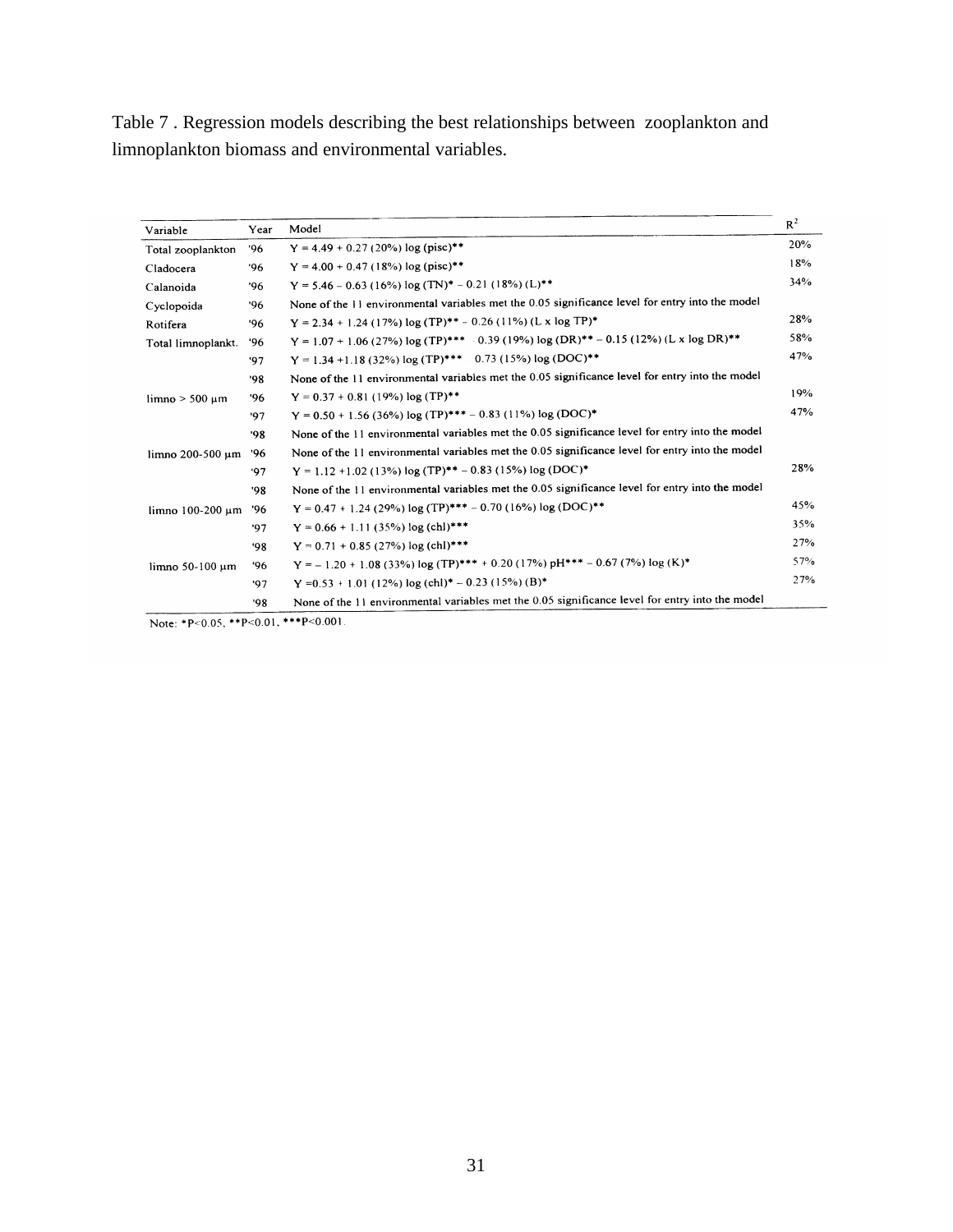Table 7 . Regression models describing the best relationships between zooplankton and limnoplankton biomass and environmental variables.

| Variable | Year | Model | $R^2$ |
|---|---|---|---|
| Total zooplankton | '96 | Y = 4.49 + 0.27 (20%) log (pisc)** | 20% |
| Cladocera | '96 | Y = 4.00 + 0.47 (18%) log (pisc)** | 18% |
| Calanoida | '96 | Y = 5.46 – 0.63 (16%) log (TN)* – 0.21 (18%) (L)** | 34% |
| Cyclopoida | '96 | None of the 11 environmental variables met the 0.05 significance level for entry into the model | |
| Rotifera | '96 | Y = 2.34 + 1.24 (17%) log (TP)** – 0.26 (11%) (L x log TP)* | 28% |
| Total limnoplankt. | '96 | Y = 1.07 + 1.06 (27%) log (TP)*** – 0.39 (19%) log (DR)** – 0.15 (12%) (L x log DR)** | 58% |
| | '97 | Y = 1.34 +1.18 (32%) log (TP)*** – 0.73 (15%) log (DOC)** | 47% |
| | '98 | None of the 11 environmental variables met the 0.05 significance level for entry into the model | |
| limno > 500 μm | '96 | Y = 0.37 + 0.81 (19%) log (TP)** | 19% |
| | '97 | Y = 0.50 + 1.56 (36%) log (TP)*** – 0.83 (11%) log (DOC)* | 47% |
| | '98 | None of the 11 environmental variables met the 0.05 significance level for entry into the model | |
| limno 200-500 μm | '96 | None of the 11 environmental variables met the 0.05 significance level for entry into the model | |
| | '97 | Y = 1.12 +1.02 (13%) log (TP)** – 0.83 (15%) log (DOC)* | 28% |
| | '98 | None of the 11 environmental variables met the 0.05 significance level for entry into the model | |
| limno 100-200 μm | '96 | Y = 0.47 + 1.24 (29%) log (TP)*** – 0.70 (16%) log (DOC)** | 45% |
| | '97 | Y = 0.66 + 1.11 (35%) log (chl)*** | 35% |
| | '98 | Y = 0.71 + 0.85 (27%) log (chl)*** | 27% |
| limno 50-100 μm | '96 | Y = – 1.20 + 1.08 (33%) log (TP)*** + 0.20 (17%) pH*** – 0.67 (7%) log (K)* | 57% |
| | '97 | Y =0.53 + 1.01 (12%) log (chl)* – 0.23 (15%) (B)* | 27% |
| | '98 | None of the 11 environmental variables met the 0.05 significance level for entry into the model | |

Note: *$P<0.05$, **$P<0.01$, ***$P<0.001$.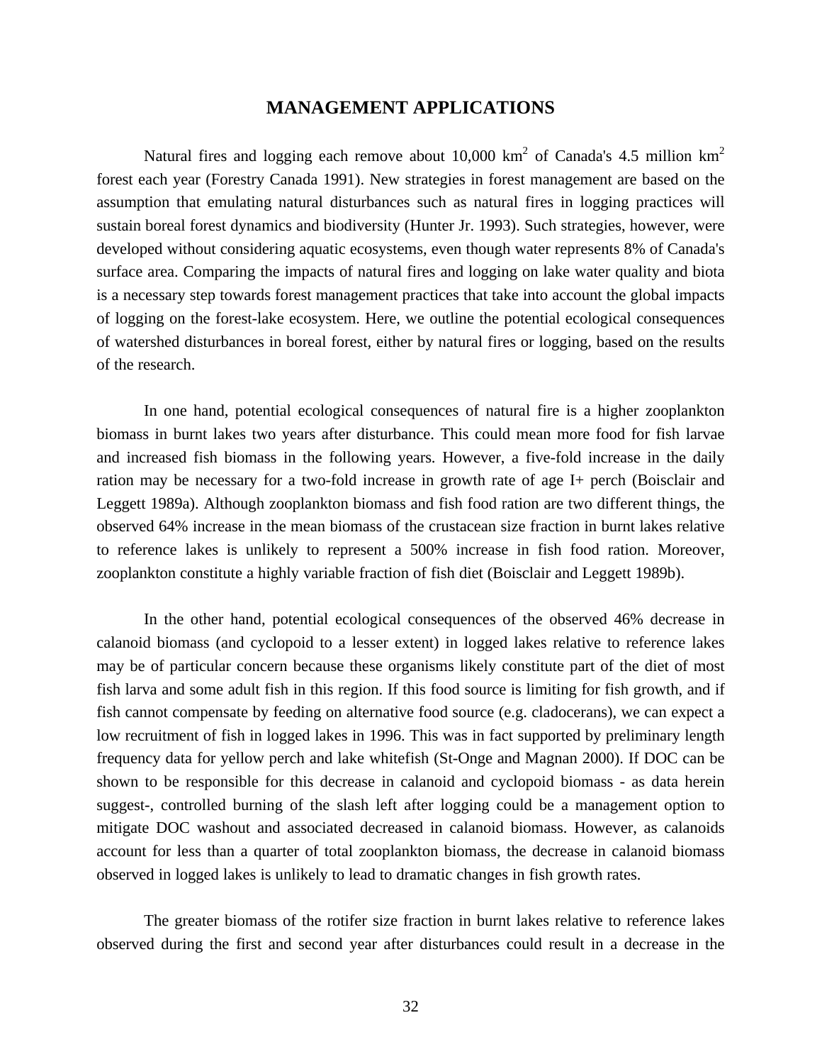# MANAGEMENT APPLICATIONS

Natural fires and logging each remove about 10,000 $km^2$ of Canada's 4.5 million $km^2$ forest each year (Forestry Canada 1991). New strategies in forest management are based on the assumption that emulating natural disturbances such as natural fires in logging practices will sustain boreal forest dynamics and biodiversity (Hunter Jr. 1993). Such strategies, however, were developed without considering aquatic ecosystems, even though water represents 8% of Canada's surface area. Comparing the impacts of natural fires and logging on lake water quality and biota is a necessary step towards forest management practices that take into account the global impacts of logging on the forest-lake ecosystem. Here, we outline the potential ecological consequences of watershed disturbances in boreal forest, either by natural fires or logging, based on the results of the research.

In one hand, potential ecological consequences of natural fire is a higher zooplankton biomass in burnt lakes two years after disturbance. This could mean more food for fish larvae and increased fish biomass in the following years. However, a five-fold increase in the daily ration may be necessary for a two-fold increase in growth rate of age I+ perch (Boisclair and Leggett 1989a). Although zooplankton biomass and fish food ration are two different things, the observed 64% increase in the mean biomass of the crustacean size fraction in burnt lakes relative to reference lakes is unlikely to represent a 500% increase in fish food ration. Moreover, zooplankton constitute a highly variable fraction of fish diet (Boisclair and Leggett 1989b).

In the other hand, potential ecological consequences of the observed 46% decrease in calanoid biomass (and cyclopoid to a lesser extent) in logged lakes relative to reference lakes may be of particular concern because these organisms likely constitute part of the diet of most fish larva and some adult fish in this region. If this food source is limiting for fish growth, and if fish cannot compensate by feeding on alternative food source (e.g. cladocerans), we can expect a low recruitment of fish in logged lakes in 1996. This was in fact supported by preliminary length frequency data for yellow perch and lake whitefish (St-Onge and Magnan 2000). If DOC can be shown to be responsible for this decrease in calanoid and cyclopoid biomass - as data herein suggest-, controlled burning of the slash left after logging could be a management option to mitigate DOC washout and associated decreased in calanoid biomass. However, as calanoids account for less than a quarter of total zooplankton biomass, the decrease in calanoid biomass observed in logged lakes is unlikely to lead to dramatic changes in fish growth rates.

The greater biomass of the rotifer size fraction in burnt lakes relative to reference lakes observed during the first and second year after disturbances could result in a decrease in the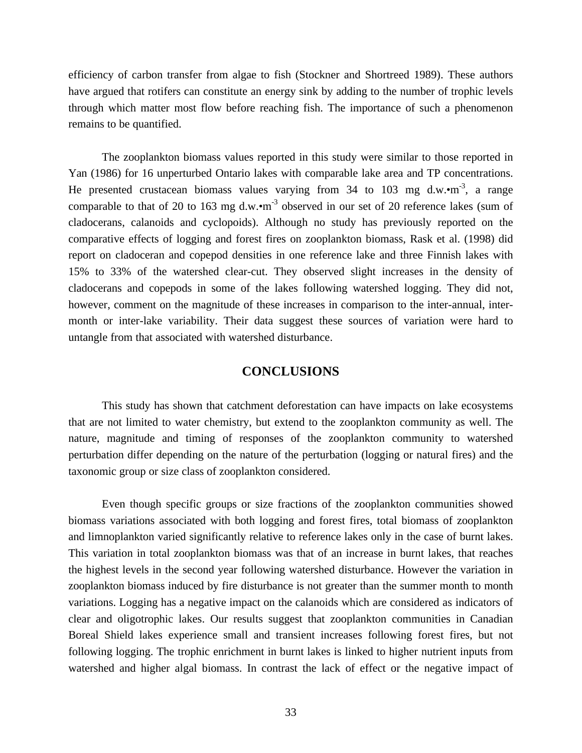efficiency of carbon transfer from algae to fish (Stockner and Shortreed 1989). These authors have argued that rotifers can constitute an energy sink by adding to the number of trophic levels through which matter most flow before reaching fish. The importance of such a phenomenon remains to be quantified.

The zooplankton biomass values reported in this study were similar to those reported in Yan (1986) for 16 unperturbed Ontario lakes with comparable lake area and TP concentrations. He presented crustacean biomass values varying from 34 to 103 mg d.w.•$m^{-3}$, a range comparable to that of 20 to 163 mg d.w.•$m^{-3}$ observed in our set of 20 reference lakes (sum of cladocerans, calanoids and cyclopoids). Although no study has previously reported on the comparative effects of logging and forest fires on zooplankton biomass, Rask et al. (1998) did report on cladoceran and copepod densities in one reference lake and three Finnish lakes with 15% to 33% of the watershed clear-cut. They observed slight increases in the density of cladocerans and copepods in some of the lakes following watershed logging. They did not, however, comment on the magnitude of these increases in comparison to the inter-annual, inter-month or inter-lake variability. Their data suggest these sources of variation were hard to untangle from that associated with watershed disturbance.

## CONCLUSIONS

This study has shown that catchment deforestation can have impacts on lake ecosystems that are not limited to water chemistry, but extend to the zooplankton community as well. The nature, magnitude and timing of responses of the zooplankton community to watershed perturbation differ depending on the nature of the perturbation (logging or natural fires) and the taxonomic group or size class of zooplankton considered.

Even though specific groups or size fractions of the zooplankton communities showed biomass variations associated with both logging and forest fires, total biomass of zooplankton and limnoplankton varied significantly relative to reference lakes only in the case of burnt lakes. This variation in total zooplankton biomass was that of an increase in burnt lakes, that reaches the highest levels in the second year following watershed disturbance. However the variation in zooplankton biomass induced by fire disturbance is not greater than the summer month to month variations. Logging has a negative impact on the calanoids which are considered as indicators of clear and oligotrophic lakes. Our results suggest that zooplankton communities in Canadian Boreal Shield lakes experience small and transient increases following forest fires, but not following logging. The trophic enrichment in burnt lakes is linked to higher nutrient inputs from watershed and higher algal biomass. In contrast the lack of effect or the negative impact of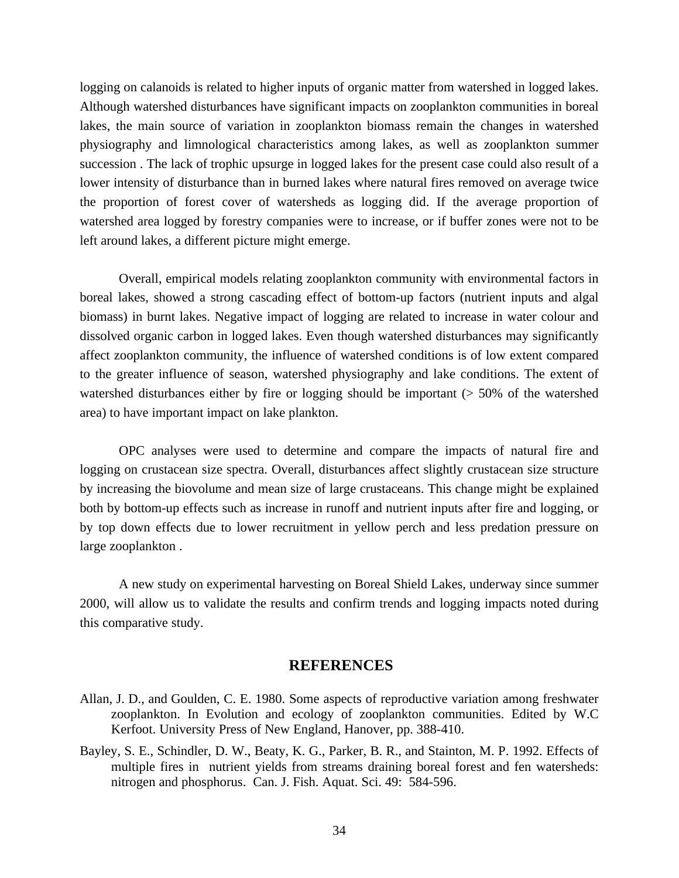logging on calanoids is related to higher inputs of organic matter from watershed in logged lakes. Although watershed disturbances have significant impacts on zooplankton communities in boreal lakes, the main source of variation in zooplankton biomass remain the changes in watershed physiography and limnological characteristics among lakes, as well as zooplankton summer succession . The lack of trophic upsurge in logged lakes for the present case could also result of a lower intensity of disturbance than in burned lakes where natural fires removed on average twice the proportion of forest cover of watersheds as logging did. If the average proportion of watershed area logged by forestry companies were to increase, or if buffer zones were not to be left around lakes, a different picture might emerge.

Overall, empirical models relating zooplankton community with environmental factors in boreal lakes, showed a strong cascading effect of bottom-up factors (nutrient inputs and algal biomass) in burnt lakes. Negative impact of logging are related to increase in water colour and dissolved organic carbon in logged lakes. Even though watershed disturbances may significantly affect zooplankton community, the influence of watershed conditions is of low extent compared to the greater influence of season, watershed physiography and lake conditions. The extent of watershed disturbances either by fire or logging should be important (> 50% of the watershed area) to have important impact on lake plankton.

OPC analyses were used to determine and compare the impacts of natural fire and logging on crustacean size spectra. Overall, disturbances affect slightly crustacean size structure by increasing the biovolume and mean size of large crustaceans. This change might be explained both by bottom-up effects such as increase in runoff and nutrient inputs after fire and logging, or by top down effects due to lower recruitment in yellow perch and less predation pressure on large zooplankton .

A new study on experimental harvesting on Boreal Shield Lakes, underway since summer 2000, will allow us to validate the results and confirm trends and logging impacts noted during this comparative study.

## REFERENCES

Allan, J. D., and Goulden, C. E. 1980. Some aspects of reproductive variation among freshwater zooplankton. In Evolution and ecology of zooplankton communities. Edited by W.C Kerfoot. University Press of New England, Hanover, pp. 388-410.

Bayley, S. E., Schindler, D. W., Beaty, K. G., Parker, B. R., and Stainton, M. P. 1992. Effects of multiple fires in nutrient yields from streams draining boreal forest and fen watersheds: nitrogen and phosphorus. Can. J. Fish. Aquat. Sci. 49: 584-596.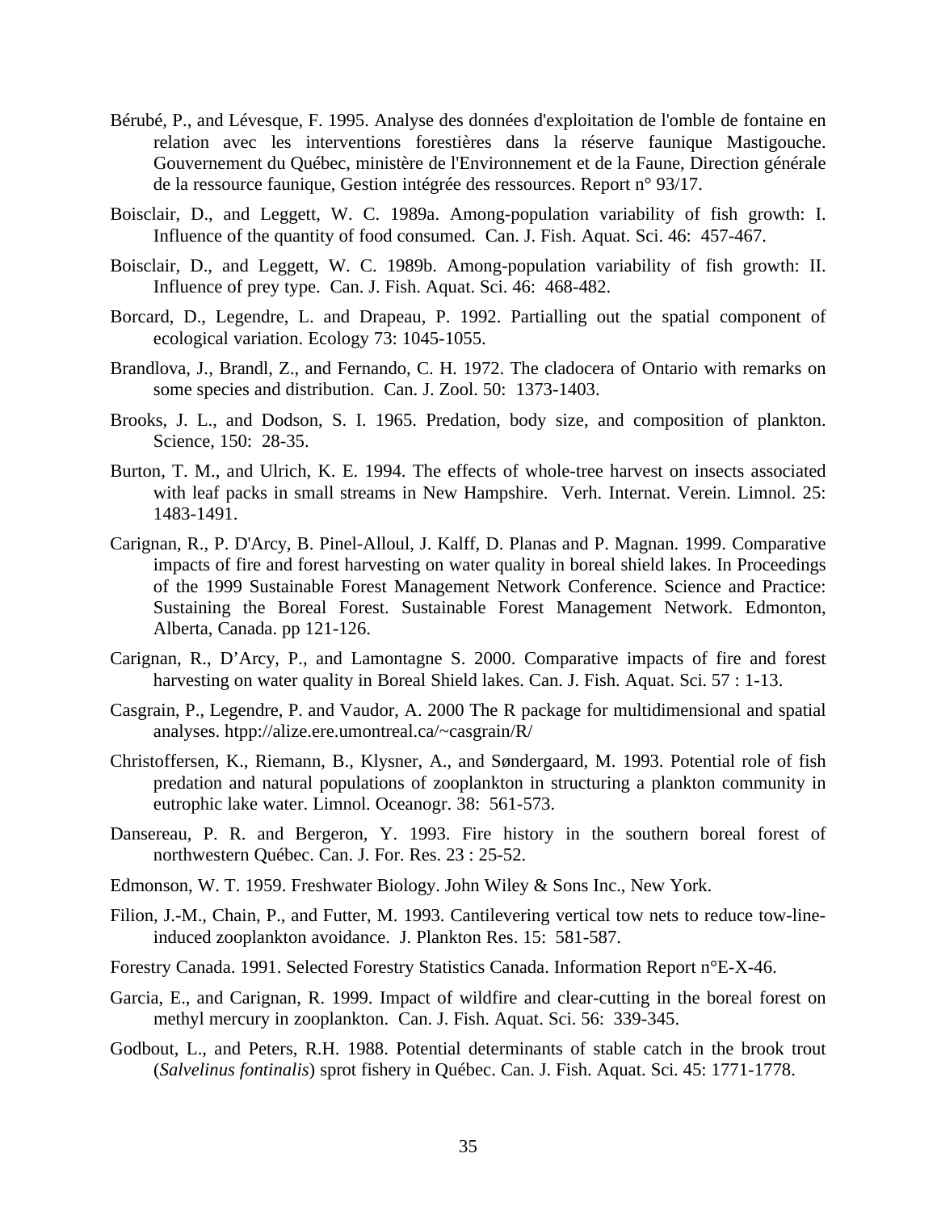Bérubé, P., and Lévesque, F. 1995. Analyse des données d'exploitation de l'omble de fontaine en relation avec les interventions forestières dans la réserve faunique Mastigouche. Gouvernement du Québec, ministère de l'Environnement et de la Faune, Direction générale de la ressource faunique, Gestion intégrée des ressources. Report n° 93/17.

Boisclair, D., and Leggett, W. C. 1989a. Among-population variability of fish growth: I. Influence of the quantity of food consumed. Can. J. Fish. Aquat. Sci. 46: 457-467.

Boisclair, D., and Leggett, W. C. 1989b. Among-population variability of fish growth: II. Influence of prey type. Can. J. Fish. Aquat. Sci. 46: 468-482.

Borcard, D., Legendre, L. and Drapeau, P. 1992. Partialling out the spatial component of ecological variation. Ecology 73: 1045-1055.

Brandlova, J., Brandl, Z., and Fernando, C. H. 1972. The cladocera of Ontario with remarks on some species and distribution. Can. J. Zool. 50: 1373-1403.

Brooks, J. L., and Dodson, S. I. 1965. Predation, body size, and composition of plankton. Science, 150: 28-35.

Burton, T. M., and Ulrich, K. E. 1994. The effects of whole-tree harvest on insects associated with leaf packs in small streams in New Hampshire. Verh. Internat. Verein. Limnol. 25: 1483-1491.

Carignan, R., P. D'Arcy, B. Pinel-Alloul, J. Kalff, D. Planas and P. Magnan. 1999. Comparative impacts of fire and forest harvesting on water quality in boreal shield lakes. In Proceedings of the 1999 Sustainable Forest Management Network Conference. Science and Practice: Sustaining the Boreal Forest. Sustainable Forest Management Network. Edmonton, Alberta, Canada. pp 121-126.

Carignan, R., D'Arcy, P., and Lamontagne S. 2000. Comparative impacts of fire and forest harvesting on water quality in Boreal Shield lakes. Can. J. Fish. Aquat. Sci. 57 : 1-13.

Casgrain, P., Legendre, P. and Vaudor, A. 2000 The R package for multidimensional and spatial analyses. htpp://alize.ere.umontreal.ca/~casgrain/R/

Christoffersen, K., Riemann, B., Klysner, A., and Søndergaard, M. 1993. Potential role of fish predation and natural populations of zooplankton in structuring a plankton community in eutrophic lake water. Limnol. Oceanogr. 38: 561-573.

Dansereau, P. R. and Bergeron, Y. 1993. Fire history in the southern boreal forest of northwestern Québec. Can. J. For. Res. 23 : 25-52.

Edmonson, W. T. 1959. Freshwater Biology. John Wiley & Sons Inc., New York.

Filion, J.-M., Chain, P., and Futter, M. 1993. Cantilevering vertical tow nets to reduce tow-line-induced zooplankton avoidance. J. Plankton Res. 15: 581-587.

Forestry Canada. 1991. Selected Forestry Statistics Canada. Information Report n°E-X-46.

Garcia, E., and Carignan, R. 1999. Impact of wildfire and clear-cutting in the boreal forest on methyl mercury in zooplankton. Can. J. Fish. Aquat. Sci. 56: 339-345.

Godbout, L., and Peters, R.H. 1988. Potential determinants of stable catch in the brook trout (*Salvelinus fontinalis*) sprot fishery in Québec. Can. J. Fish. Aquat. Sci. 45: 1771-1778.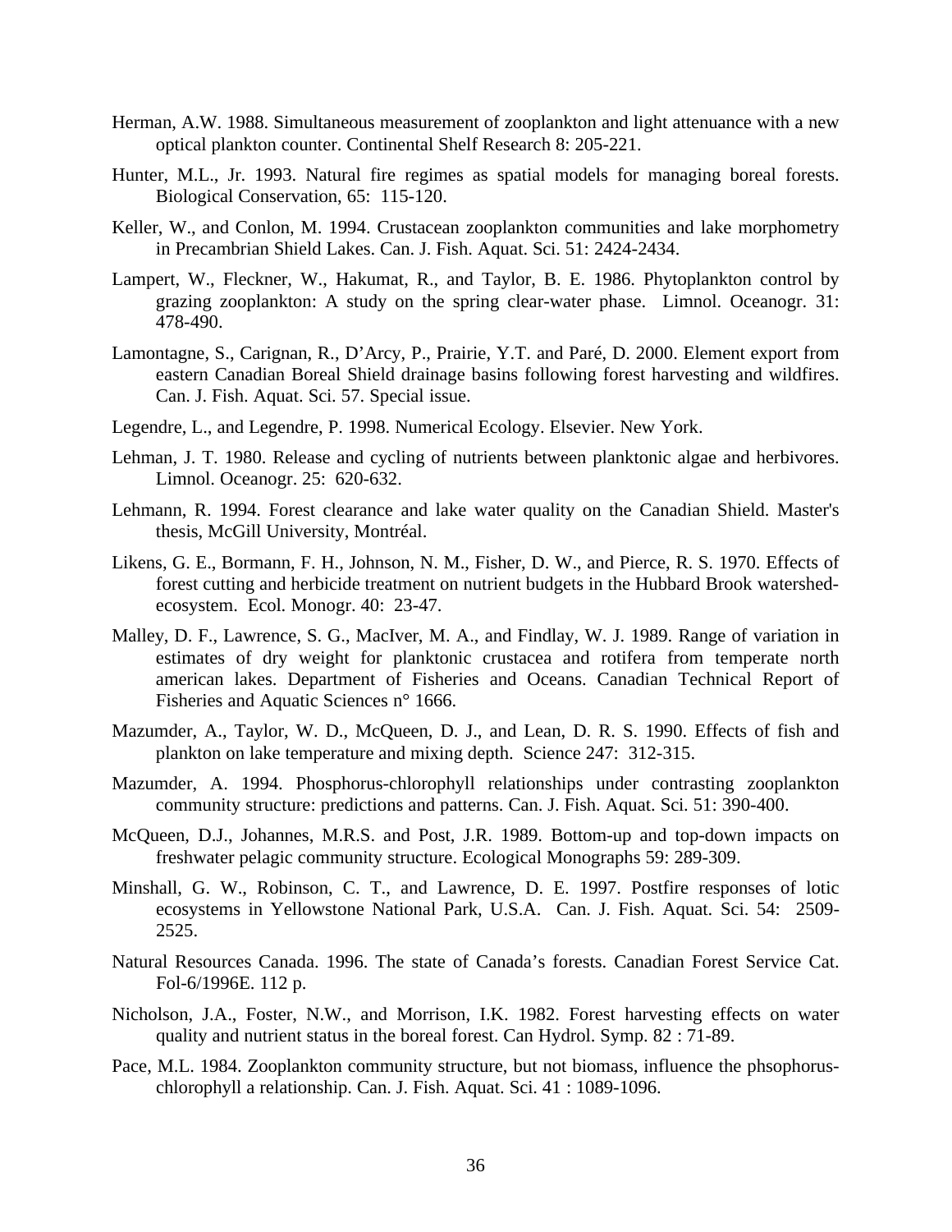Herman, A.W. 1988. Simultaneous measurement of zooplankton and light attenuance with a new optical plankton counter. Continental Shelf Research 8: 205-221.

Hunter, M.L., Jr. 1993. Natural fire regimes as spatial models for managing boreal forests. Biological Conservation, 65: 115-120.

Keller, W., and Conlon, M. 1994. Crustacean zooplankton communities and lake morphometry in Precambrian Shield Lakes. Can. J. Fish. Aquat. Sci. 51: 2424-2434.

Lampert, W., Fleckner, W., Hakumat, R., and Taylor, B. E. 1986. Phytoplankton control by grazing zooplankton: A study on the spring clear-water phase. Limnol. Oceanogr. 31: 478-490.

Lamontagne, S., Carignan, R., D'Arcy, P., Prairie, Y.T. and Paré, D. 2000. Element export from eastern Canadian Boreal Shield drainage basins following forest harvesting and wildfires. Can. J. Fish. Aquat. Sci. 57. Special issue.

Legendre, L., and Legendre, P. 1998. Numerical Ecology. Elsevier. New York.

Lehman, J. T. 1980. Release and cycling of nutrients between planktonic algae and herbivores. Limnol. Oceanogr. 25: 620-632.

Lehmann, R. 1994. Forest clearance and lake water quality on the Canadian Shield. Master's thesis, McGill University, Montréal.

Likens, G. E., Bormann, F. H., Johnson, N. M., Fisher, D. W., and Pierce, R. S. 1970. Effects of forest cutting and herbicide treatment on nutrient budgets in the Hubbard Brook watershed-ecosystem. Ecol. Monogr. 40: 23-47.

Malley, D. F., Lawrence, S. G., MacIver, M. A., and Findlay, W. J. 1989. Range of variation in estimates of dry weight for planktonic crustacea and rotifera from temperate north american lakes. Department of Fisheries and Oceans. Canadian Technical Report of Fisheries and Aquatic Sciences n° 1666.

Mazumder, A., Taylor, W. D., McQueen, D. J., and Lean, D. R. S. 1990. Effects of fish and plankton on lake temperature and mixing depth. Science 247: 312-315.

Mazumder, A. 1994. Phosphorus-chlorophyll relationships under contrasting zooplankton community structure: predictions and patterns. Can. J. Fish. Aquat. Sci. 51: 390-400.

McQueen, D.J., Johannes, M.R.S. and Post, J.R. 1989. Bottom-up and top-down impacts on freshwater pelagic community structure. Ecological Monographs 59: 289-309.

Minshall, G. W., Robinson, C. T., and Lawrence, D. E. 1997. Postfire responses of lotic ecosystems in Yellowstone National Park, U.S.A. Can. J. Fish. Aquat. Sci. 54: 2509-2525.

Natural Resources Canada. 1996. The state of Canada's forests. Canadian Forest Service Cat. Fol-6/1996E. 112 p.

Nicholson, J.A., Foster, N.W., and Morrison, I.K. 1982. Forest harvesting effects on water quality and nutrient status in the boreal forest. Can Hydrol. Symp. 82 : 71-89.

Pace, M.L. 1984. Zooplankton community structure, but not biomass, influence the phsophorus-chlorophyll a relationship. Can. J. Fish. Aquat. Sci. 41 : 1089-1096.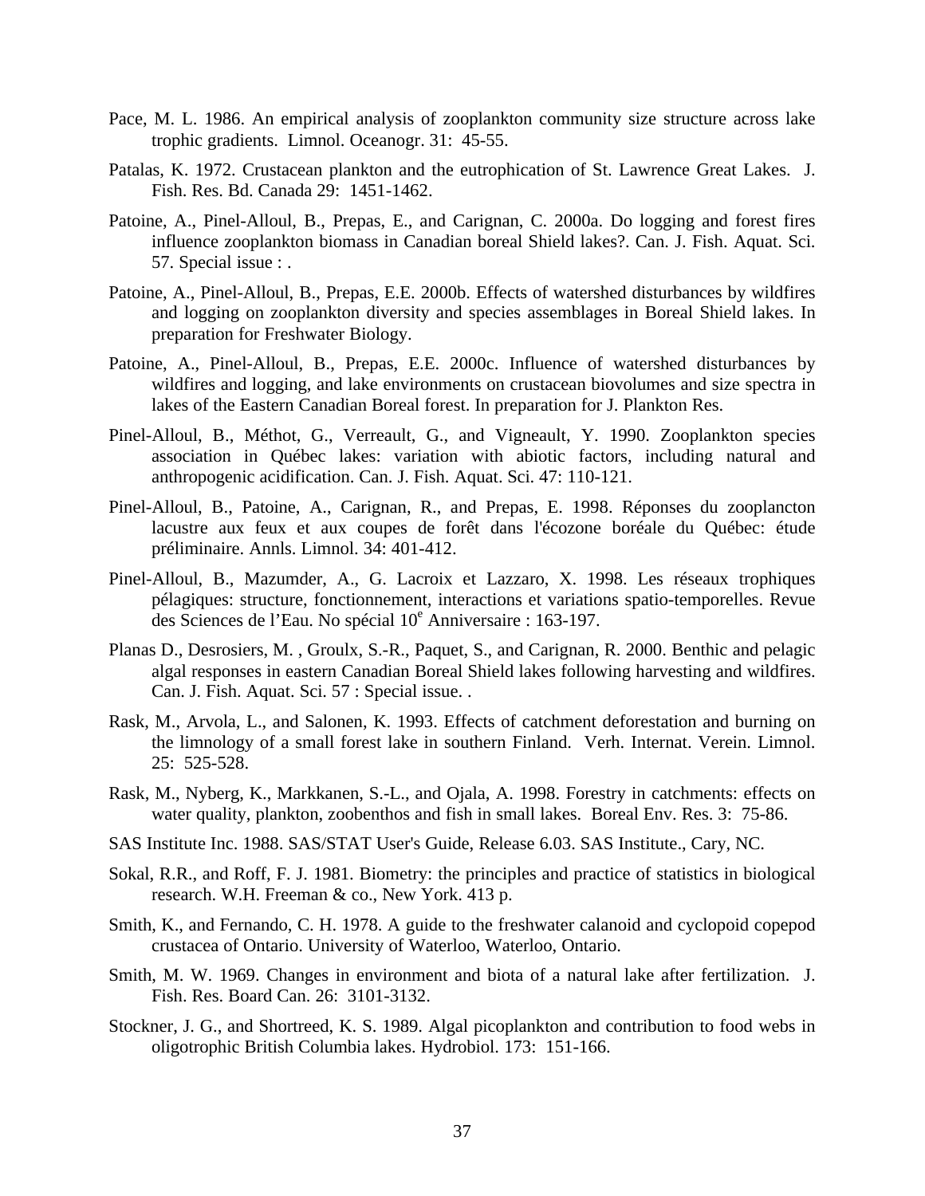Pace, M. L. 1986. An empirical analysis of zooplankton community size structure across lake trophic gradients. Limnol. Oceanogr. 31: 45-55.

Patalas, K. 1972. Crustacean plankton and the eutrophication of St. Lawrence Great Lakes. J. Fish. Res. Bd. Canada 29: 1451-1462.

Patoine, A., Pinel-Alloul, B., Prepas, E., and Carignan, C. 2000a. Do logging and forest fires influence zooplankton biomass in Canadian boreal Shield lakes?. Can. J. Fish. Aquat. Sci. 57. Special issue : .

Patoine, A., Pinel-Alloul, B., Prepas, E.E. 2000b. Effects of watershed disturbances by wildfires and logging on zooplankton diversity and species assemblages in Boreal Shield lakes. In preparation for Freshwater Biology.

Patoine, A., Pinel-Alloul, B., Prepas, E.E. 2000c. Influence of watershed disturbances by wildfires and logging, and lake environments on crustacean biovolumes and size spectra in lakes of the Eastern Canadian Boreal forest. In preparation for J. Plankton Res.

Pinel-Alloul, B., Méthot, G., Verreault, G., and Vigneault, Y. 1990. Zooplankton species association in Québec lakes: variation with abiotic factors, including natural and anthropogenic acidification. Can. J. Fish. Aquat. Sci. 47: 110-121.

Pinel-Alloul, B., Patoine, A., Carignan, R., and Prepas, E. 1998. Réponses du zooplancton lacustre aux feux et aux coupes de forêt dans l'écozone boréale du Québec: étude préliminaire. Annls. Limnol. 34: 401-412.

Pinel-Alloul, B., Mazumder, A., G. Lacroix et Lazzaro, X. 1998. Les réseaux trophiques pélagiques: structure, fonctionnement, interactions et variations spatio-temporelles. Revue des Sciences de l'Eau. No spécial 10e Anniversaire : 163-197.

Planas D., Desrosiers, M. , Groulx, S.-R., Paquet, S., and Carignan, R. 2000. Benthic and pelagic algal responses in eastern Canadian Boreal Shield lakes following harvesting and wildfires. Can. J. Fish. Aquat. Sci. 57 : Special issue. .

Rask, M., Arvola, L., and Salonen, K. 1993. Effects of catchment deforestation and burning on the limnology of a small forest lake in southern Finland. Verh. Internat. Verein. Limnol. 25: 525-528.

Rask, M., Nyberg, K., Markkanen, S.-L., and Ojala, A. 1998. Forestry in catchments: effects on water quality, plankton, zoobenthos and fish in small lakes. Boreal Env. Res. 3: 75-86.

SAS Institute Inc. 1988. SAS/STAT User's Guide, Release 6.03. SAS Institute., Cary, NC.

Sokal, R.R., and Roff, F. J. 1981. Biometry: the principles and practice of statistics in biological research. W.H. Freeman & co., New York. 413 p.

Smith, K., and Fernando, C. H. 1978. A guide to the freshwater calanoid and cyclopoid copepod crustacea of Ontario. University of Waterloo, Waterloo, Ontario.

Smith, M. W. 1969. Changes in environment and biota of a natural lake after fertilization. J. Fish. Res. Board Can. 26: 3101-3132.

Stockner, J. G., and Shortreed, K. S. 1989. Algal picoplankton and contribution to food webs in oligotrophic British Columbia lakes. Hydrobiol. 173: 151-166.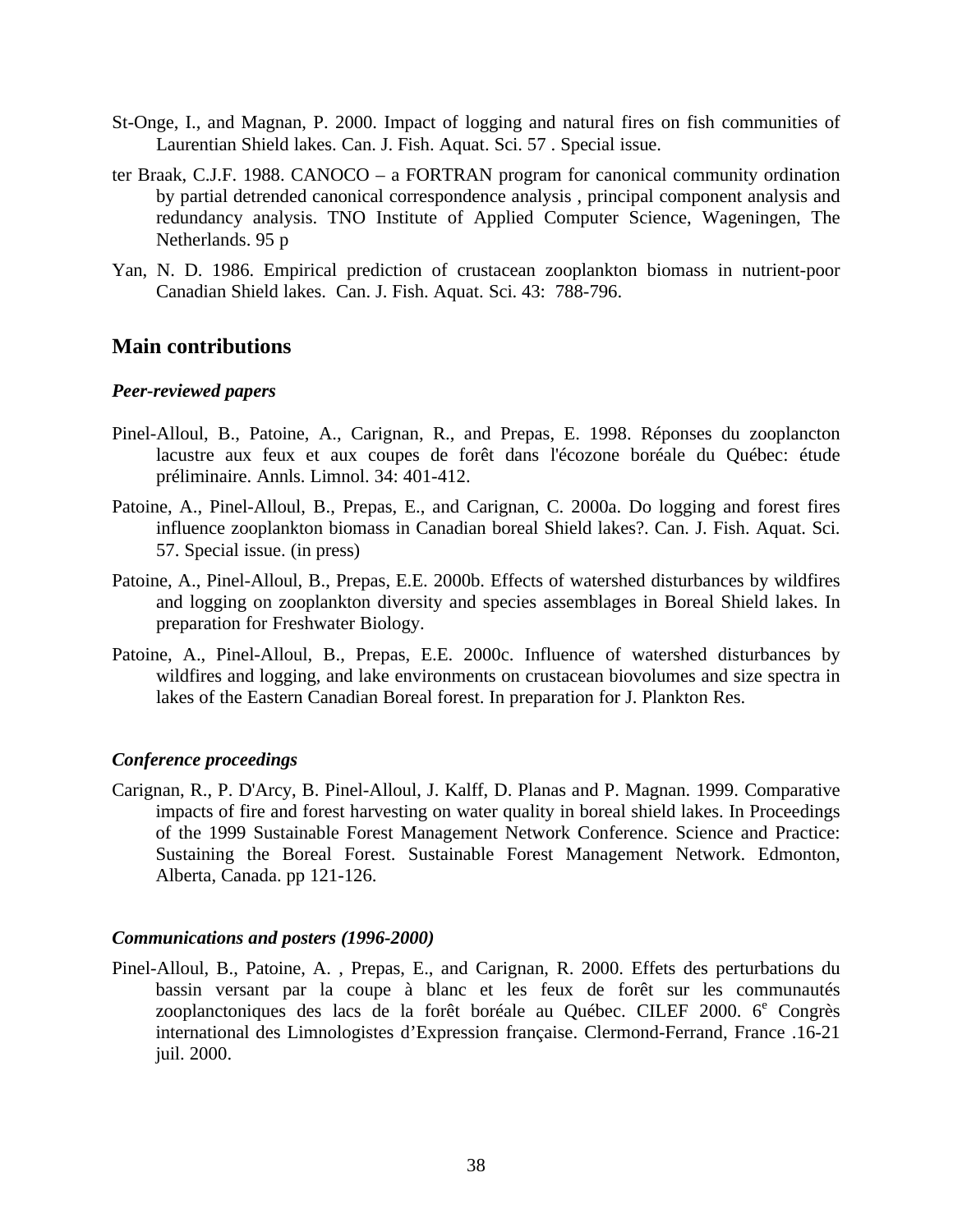St-Onge, I., and Magnan, P. 2000. Impact of logging and natural fires on fish communities of Laurentian Shield lakes. Can. J. Fish. Aquat. Sci. 57 . Special issue.

ter Braak, C.J.F. 1988. CANOCO – a FORTRAN program for canonical community ordination by partial detrended canonical correspondence analysis , principal component analysis and redundancy analysis. TNO Institute of Applied Computer Science, Wageningen, The Netherlands. 95 p

Yan, N. D. 1986. Empirical prediction of crustacean zooplankton biomass in nutrient-poor Canadian Shield lakes. Can. J. Fish. Aquat. Sci. 43: 788-796.

## Main contributions

### *Peer-reviewed papers*

Pinel-Alloul, B., Patoine, A., Carignan, R., and Prepas, E. 1998. Réponses du zooplancton lacustre aux feux et aux coupes de forêt dans l'écozone boréale du Québec: étude préliminaire. Annls. Limnol. 34: 401-412.

Patoine, A., Pinel-Alloul, B., Prepas, E., and Carignan, C. 2000a. Do logging and forest fires influence zooplankton biomass in Canadian boreal Shield lakes?. Can. J. Fish. Aquat. Sci. 57. Special issue. (in press)

Patoine, A., Pinel-Alloul, B., Prepas, E.E. 2000b. Effects of watershed disturbances by wildfires and logging on zooplankton diversity and species assemblages in Boreal Shield lakes. In preparation for Freshwater Biology.

Patoine, A., Pinel-Alloul, B., Prepas, E.E. 2000c. Influence of watershed disturbances by wildfires and logging, and lake environments on crustacean biovolumes and size spectra in lakes of the Eastern Canadian Boreal forest. In preparation for J. Plankton Res.

### *Conference proceedings*

Carignan, R., P. D'Arcy, B. Pinel-Alloul, J. Kalff, D. Planas and P. Magnan. 1999. Comparative impacts of fire and forest harvesting on water quality in boreal shield lakes. In Proceedings of the 1999 Sustainable Forest Management Network Conference. Science and Practice: Sustaining the Boreal Forest. Sustainable Forest Management Network. Edmonton, Alberta, Canada. pp 121-126.

### *Communications and posters (1996-2000)*

Pinel-Alloul, B., Patoine, A. , Prepas, E., and Carignan, R. 2000. Effets des perturbations du bassin versant par la coupe à blanc et les feux de forêt sur les communautés zooplanctoniques des lacs de la forêt boréale au Québec. CILEF 2000. 6e Congrès international des Limnologistes d'Expression française. Clermont-Ferrand, France .16-21 juil. 2000.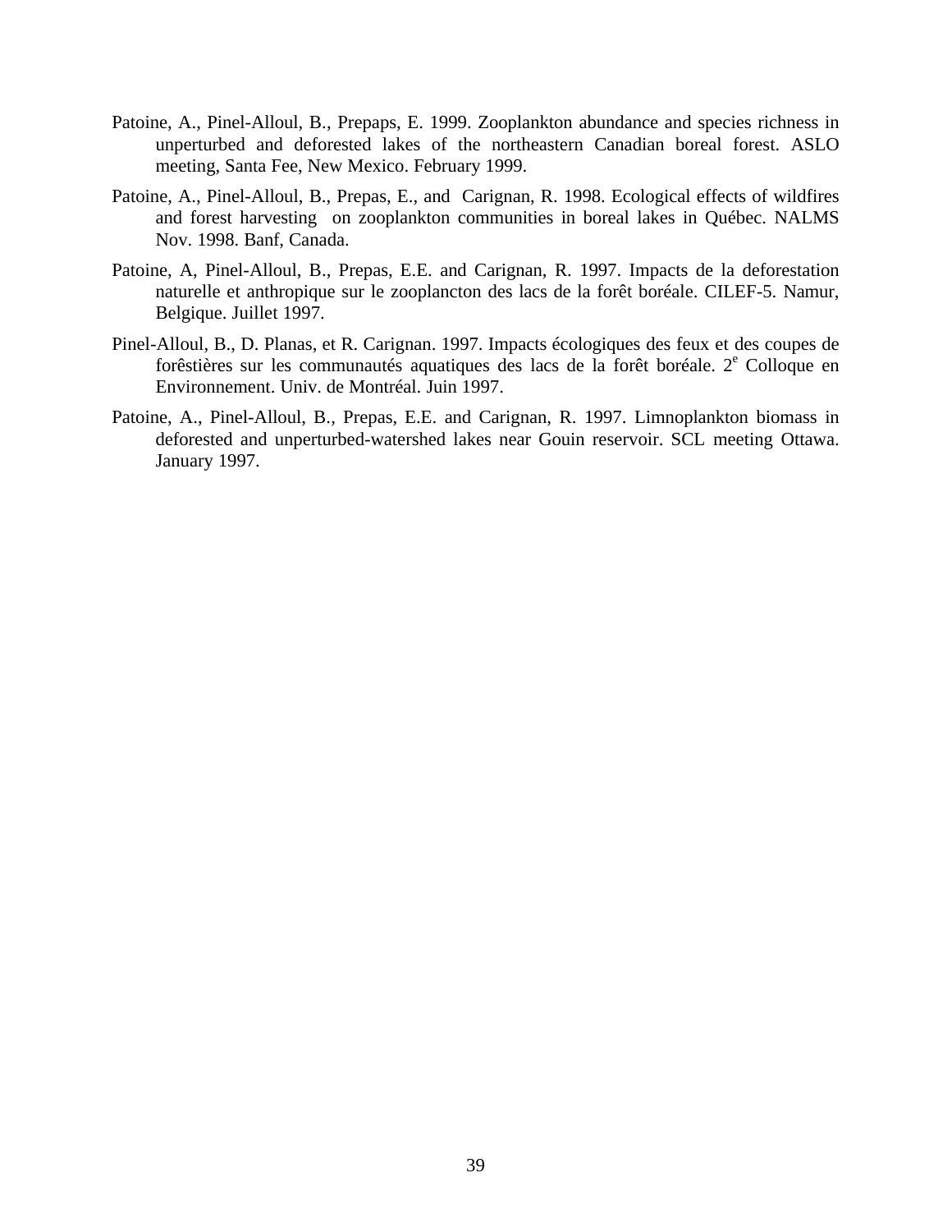Patoine, A., Pinel-Alloul, B., Prepaps, E. 1999. Zooplankton abundance and species richness in unperturbed and deforested lakes of the northeastern Canadian boreal forest. ASLO meeting, Santa Fee, New Mexico. February 1999.

Patoine, A., Pinel-Alloul, B., Prepas, E., and Carignan, R. 1998. Ecological effects of wildfires and forest harvesting on zooplankton communities in boreal lakes in Québec. NALMS Nov. 1998. Banf, Canada.

Patoine, A, Pinel-Alloul, B., Prepas, E.E. and Carignan, R. 1997. Impacts de la deforestation naturelle et anthropique sur le zooplancton des lacs de la forêt boréale. CILEF-5. Namur, Belgique. Juillet 1997.

Pinel-Alloul, B., D. Planas, et R. Carignan. 1997. Impacts écologiques des feux et des coupes de forêstières sur les communautés aquatiques des lacs de la forêt boréale. 2[e] Colloque en Environnement. Univ. de Montréal. Juin 1997.

Patoine, A., Pinel-Alloul, B., Prepas, E.E. and Carignan, R. 1997. Limnoplankton biomass in deforested and unperturbed-watershed lakes near Gouin reservoir. SCL meeting Ottawa. January 1997.